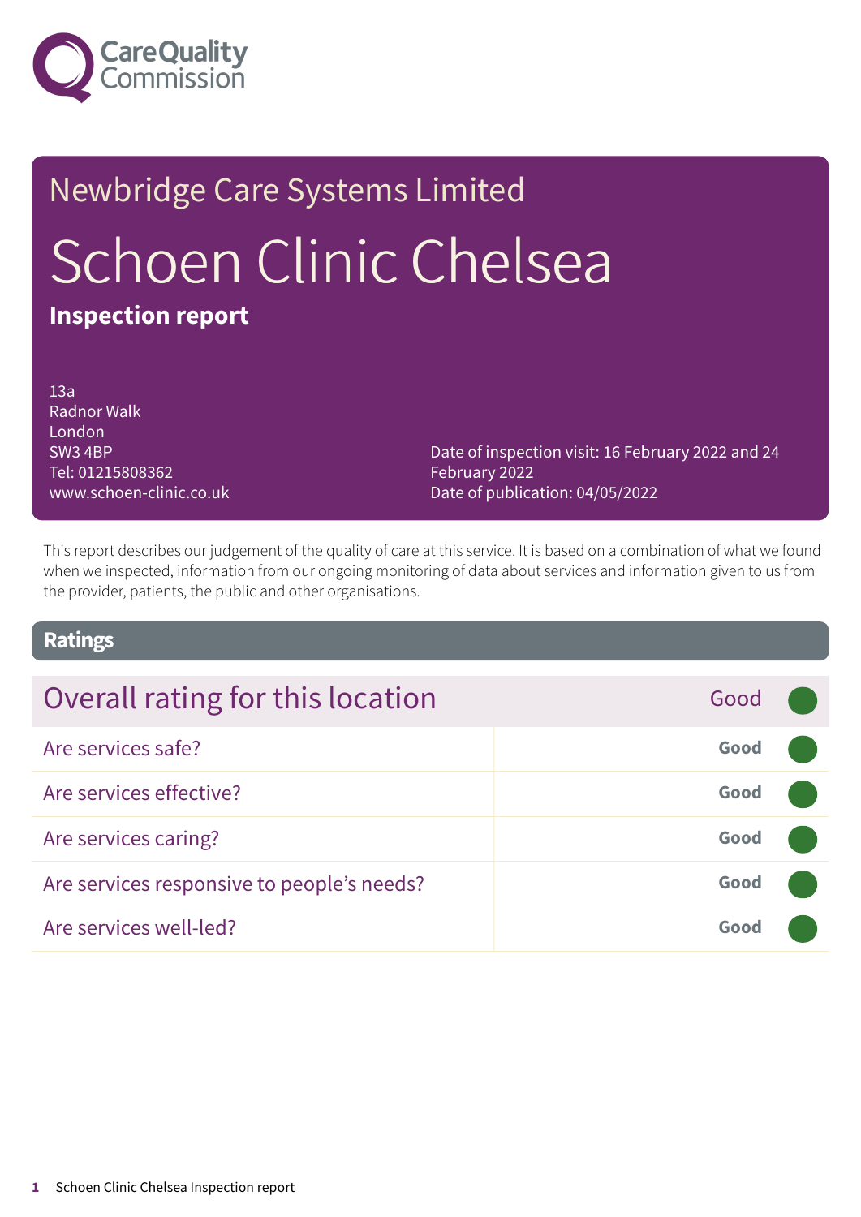Care Quality Commission

Newbridge Care Systems Limited

# Schoen Clinic Chelsea

**Inspection report**

13a
Radnor Walk
London
SW3 4BP
Tel: 01215808362
www.schoen-clinic.co.uk

Date of inspection visit: 16 February 2022 and 24 February 2022
Date of publication: 04/05/2022

This report describes our judgement of the quality of care at this service. It is based on a combination of what we found when we inspected, information from our ongoing monitoring of data about services and information given to us from the provider, patients, the public and other organisations.

## Ratings

| Overall rating for this location | Good |
|---|---|
| Are services safe? | **Good** |
| Are services effective? | **Good** |
| Are services caring? | **Good** |
| Are services responsive to people's needs? | **Good** |
| Are services well-led? | **Good** |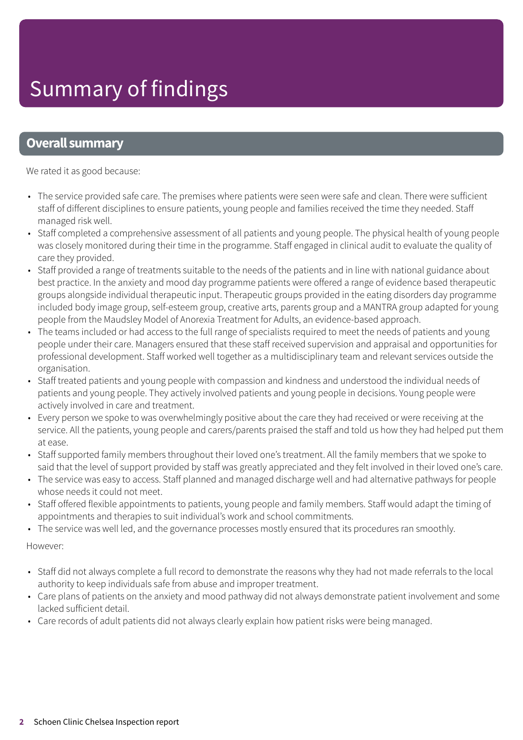# Summary of findings

## Overall summary

We rated it as good because:

- The service provided safe care. The premises where patients were seen were safe and clean. There were sufficient staff of different disciplines to ensure patients, young people and families received the time they needed. Staff managed risk well.
- Staff completed a comprehensive assessment of all patients and young people. The physical health of young people was closely monitored during their time in the programme. Staff engaged in clinical audit to evaluate the quality of care they provided.
- Staff provided a range of treatments suitable to the needs of the patients and in line with national guidance about best practice. In the anxiety and mood day programme patients were offered a range of evidence based therapeutic groups alongside individual therapeutic input. Therapeutic groups provided in the eating disorders day programme included body image group, self-esteem group, creative arts, parents group and a MANTRA group adapted for young people from the Maudsley Model of Anorexia Treatment for Adults, an evidence-based approach.
- The teams included or had access to the full range of specialists required to meet the needs of patients and young people under their care. Managers ensured that these staff received supervision and appraisal and opportunities for professional development. Staff worked well together as a multidisciplinary team and relevant services outside the organisation.
- Staff treated patients and young people with compassion and kindness and understood the individual needs of patients and young people. They actively involved patients and young people in decisions. Young people were actively involved in care and treatment.
- Every person we spoke to was overwhelmingly positive about the care they had received or were receiving at the service. All the patients, young people and carers/parents praised the staff and told us how they had helped put them at ease.
- Staff supported family members throughout their loved one's treatment. All the family members that we spoke to said that the level of support provided by staff was greatly appreciated and they felt involved in their loved one's care.
- The service was easy to access. Staff planned and managed discharge well and had alternative pathways for people whose needs it could not meet.
- Staff offered flexible appointments to patients, young people and family members. Staff would adapt the timing of appointments and therapies to suit individual's work and school commitments.
- The service was well led, and the governance processes mostly ensured that its procedures ran smoothly.

However:

- Staff did not always complete a full record to demonstrate the reasons why they had not made referrals to the local authority to keep individuals safe from abuse and improper treatment.
- Care plans of patients on the anxiety and mood pathway did not always demonstrate patient involvement and some lacked sufficient detail.
- Care records of adult patients did not always clearly explain how patient risks were being managed.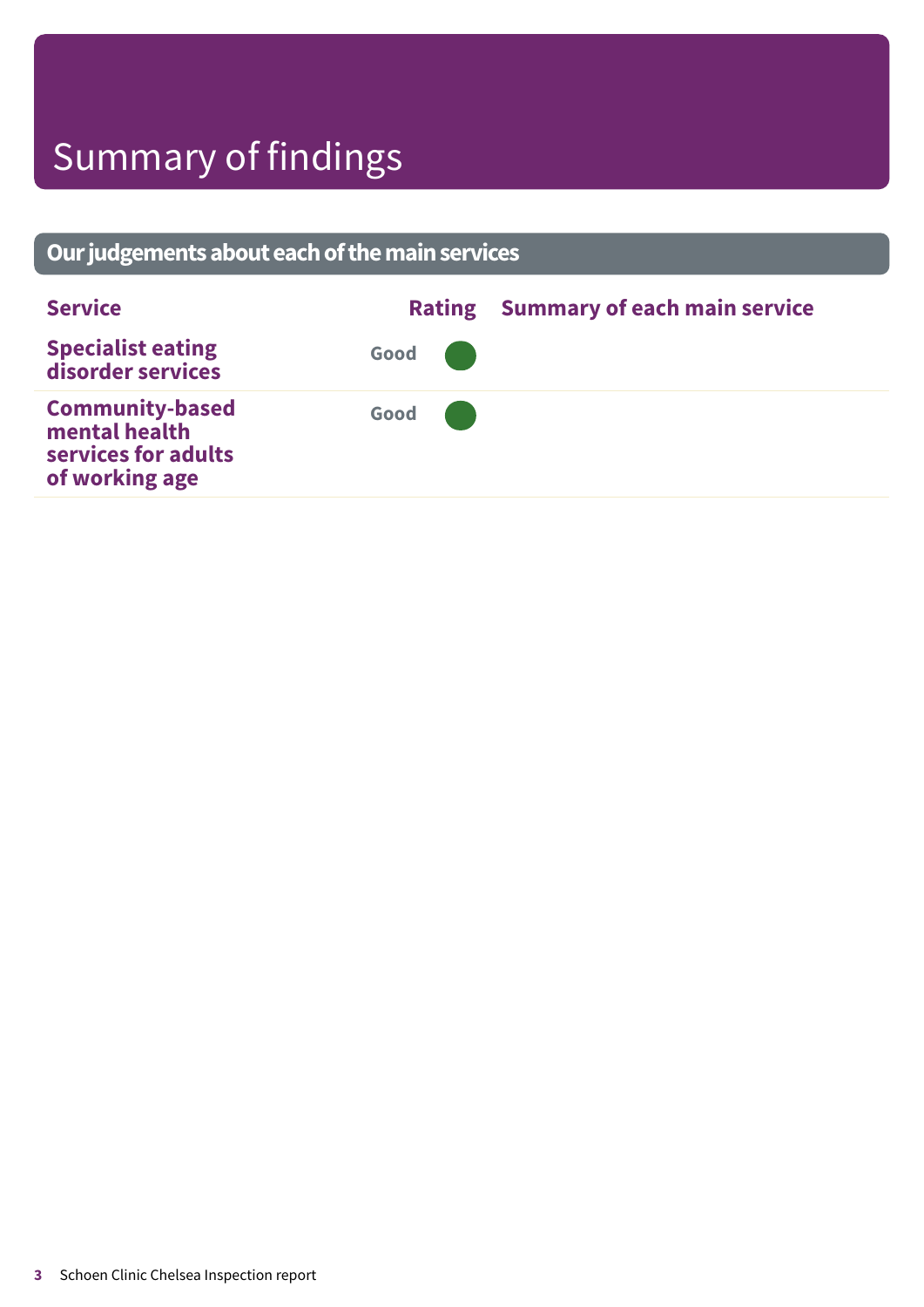# Summary of findings

## Our judgements about each of the main services

| Service | Rating | Summary of each main service |
| --- | --- | --- |
| Specialist eating disorder services | Good | |
| Community-based mental health services for adults of working age | Good | |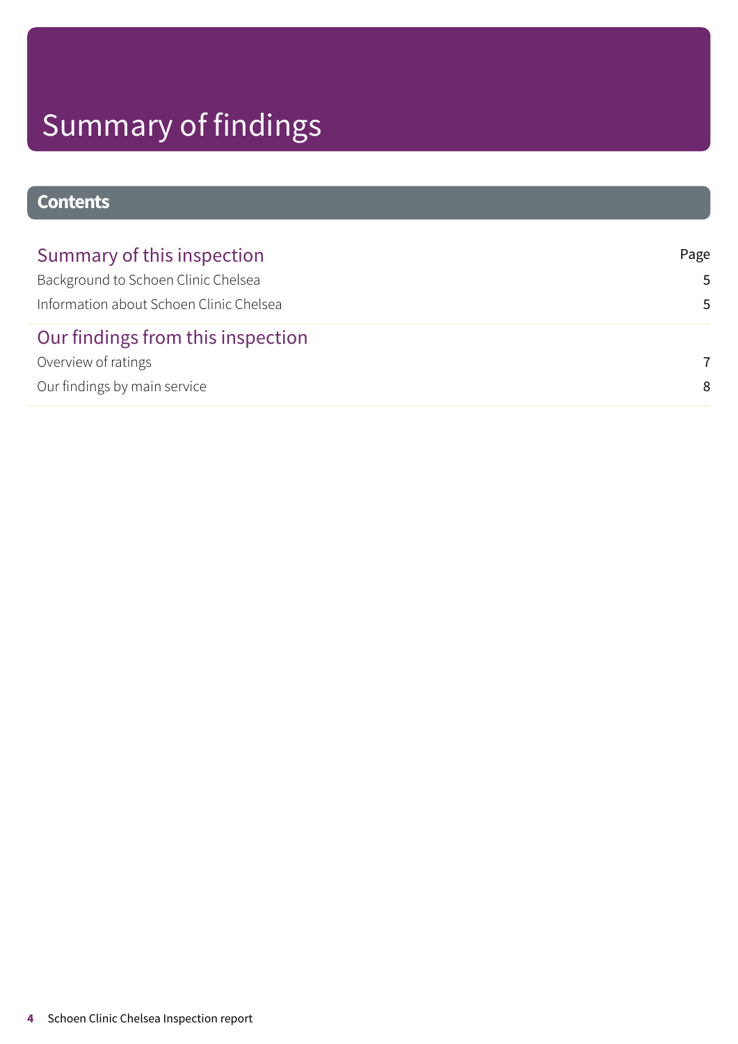# Summary of findings

## Contents

| Summary of this inspection | Page |
| --- | --- |
| Background to Schoen Clinic Chelsea | 5 |
| Information about Schoen Clinic Chelsea | 5 |
| **Our findings from this inspection** | |
| Overview of ratings | 7 |
| Our findings by main service | 8 |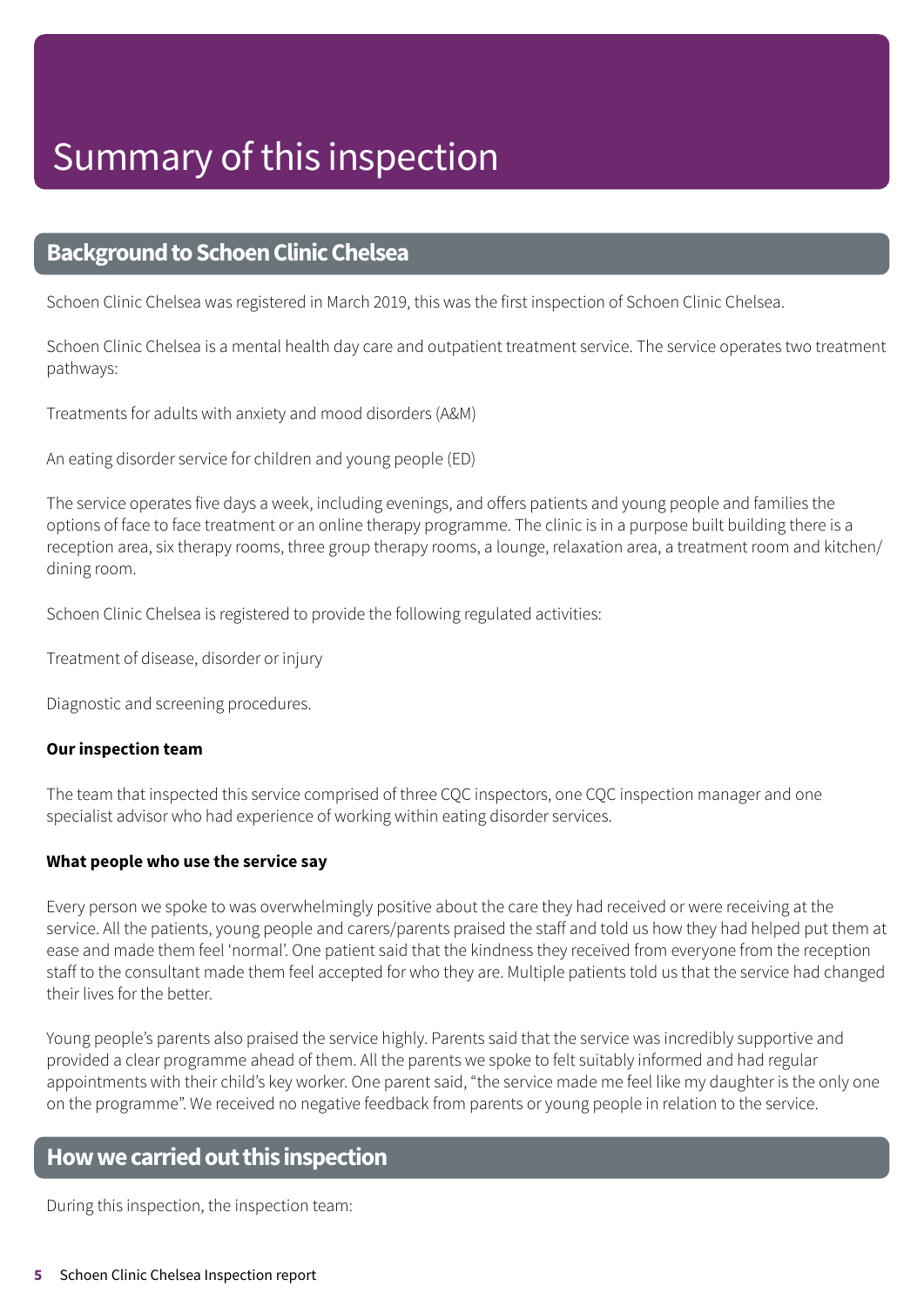# Summary of this inspection

## Background to Schoen Clinic Chelsea

Schoen Clinic Chelsea was registered in March 2019, this was the first inspection of Schoen Clinic Chelsea.

Schoen Clinic Chelsea is a mental health day care and outpatient treatment service. The service operates two treatment pathways:

Treatments for adults with anxiety and mood disorders (A&M)

An eating disorder service for children and young people (ED)

The service operates five days a week, including evenings, and offers patients and young people and families the options of face to face treatment or an online therapy programme. The clinic is in a purpose built building there is a reception area, six therapy rooms, three group therapy rooms, a lounge, relaxation area, a treatment room and kitchen/dining room.

Schoen Clinic Chelsea is registered to provide the following regulated activities:

Treatment of disease, disorder or injury

Diagnostic and screening procedures.

**Our inspection team**

The team that inspected this service comprised of three CQC inspectors, one CQC inspection manager and one specialist advisor who had experience of working within eating disorder services.

**What people who use the service say**

Every person we spoke to was overwhelmingly positive about the care they had received or were receiving at the service. All the patients, young people and carers/parents praised the staff and told us how they had helped put them at ease and made them feel 'normal'. One patient said that the kindness they received from everyone from the reception staff to the consultant made them feel accepted for who they are. Multiple patients told us that the service had changed their lives for the better.

Young people's parents also praised the service highly. Parents said that the service was incredibly supportive and provided a clear programme ahead of them. All the parents we spoke to felt suitably informed and had regular appointments with their child's key worker. One parent said, "the service made me feel like my daughter is the only one on the programme". We received no negative feedback from parents or young people in relation to the service.

## How we carried out this inspection

During this inspection, the inspection team: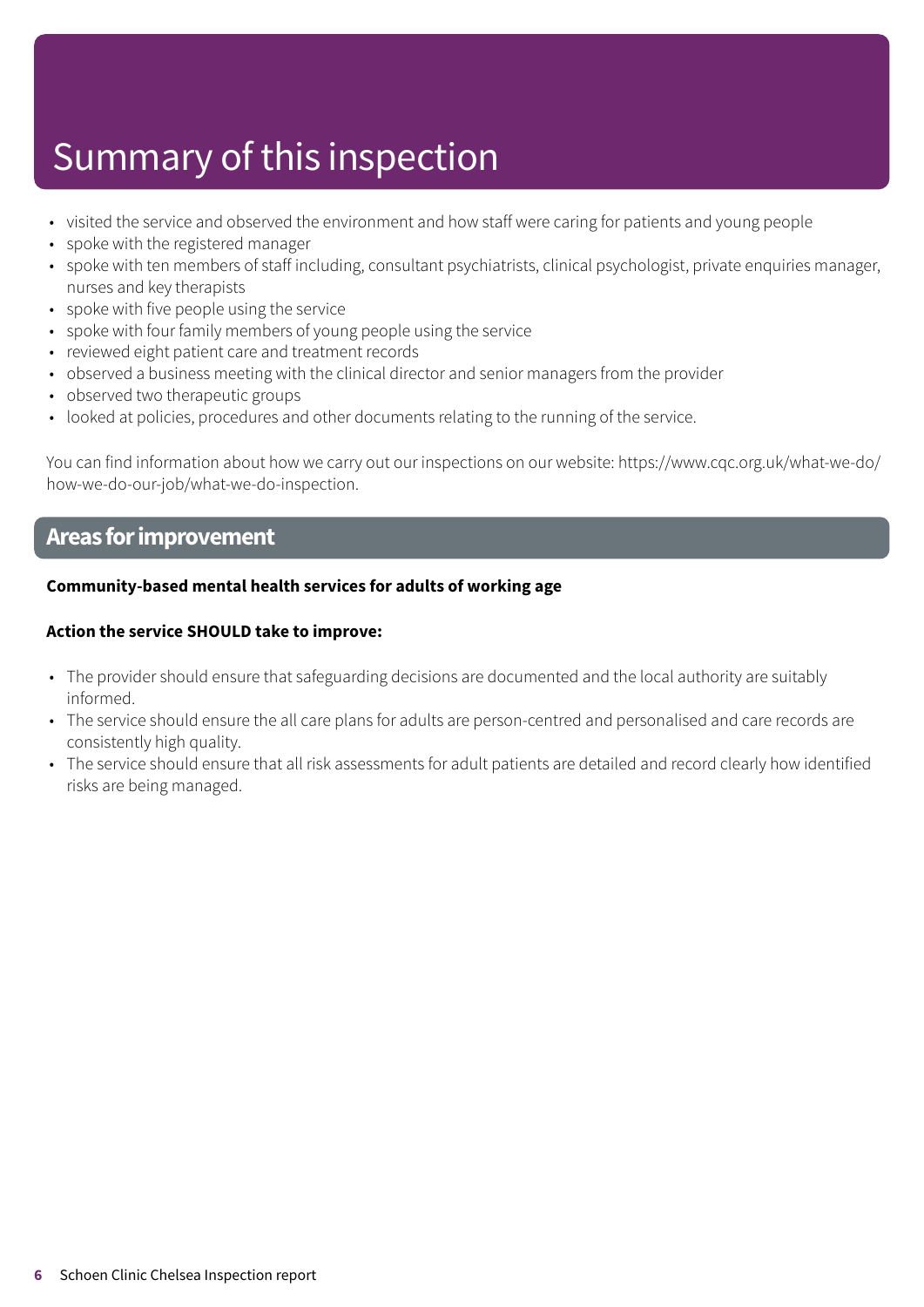# Summary of this inspection

- visited the service and observed the environment and how staff were caring for patients and young people
- spoke with the registered manager
- spoke with ten members of staff including, consultant psychiatrists, clinical psychologist, private enquiries manager, nurses and key therapists
- spoke with five people using the service
- spoke with four family members of young people using the service
- reviewed eight patient care and treatment records
- observed a business meeting with the clinical director and senior managers from the provider
- observed two therapeutic groups
- looked at policies, procedures and other documents relating to the running of the service.

You can find information about how we carry out our inspections on our website: https://www.cqc.org.uk/what-we-do/how-we-do-our-job/what-we-do-inspection.

## Areas for improvement

**Community-based mental health services for adults of working age**

**Action the service SHOULD take to improve:**

- The provider should ensure that safeguarding decisions are documented and the local authority are suitably informed.
- The service should ensure the all care plans for adults are person-centred and personalised and care records are consistently high quality.
- The service should ensure that all risk assessments for adult patients are detailed and record clearly how identified risks are being managed.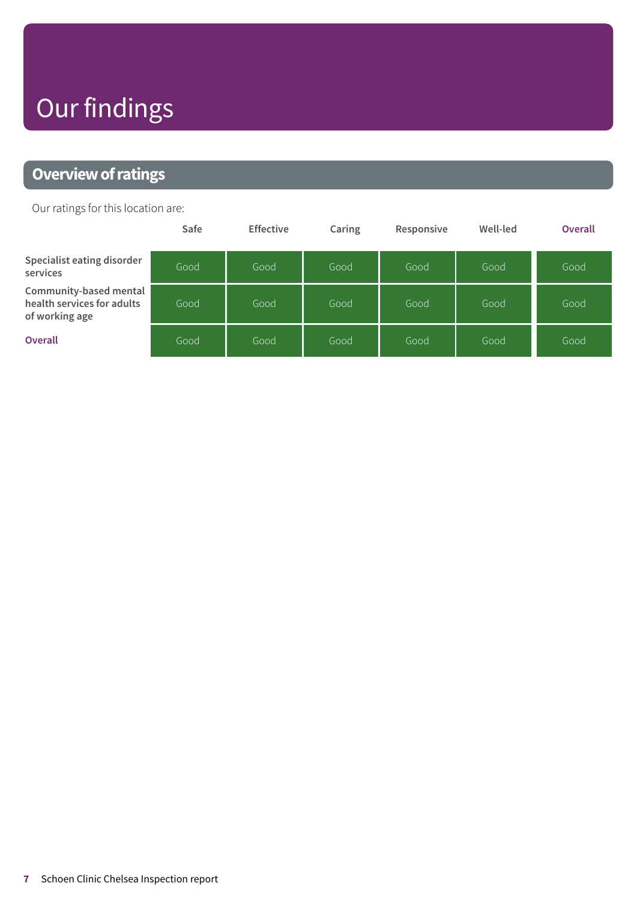# Our findings

## Overview of ratings

Our ratings for this location are:

| | Safe | Effective | Caring | Responsive | Well-led | Overall |
|---|---|---|---|---|---|---|
| **Specialist eating disorder services** | Good | Good | Good | Good | Good | Good |
| **Community-based mental health services for adults of working age** | Good | Good | Good | Good | Good | Good |
| **Overall** | Good | Good | Good | Good | Good | Good |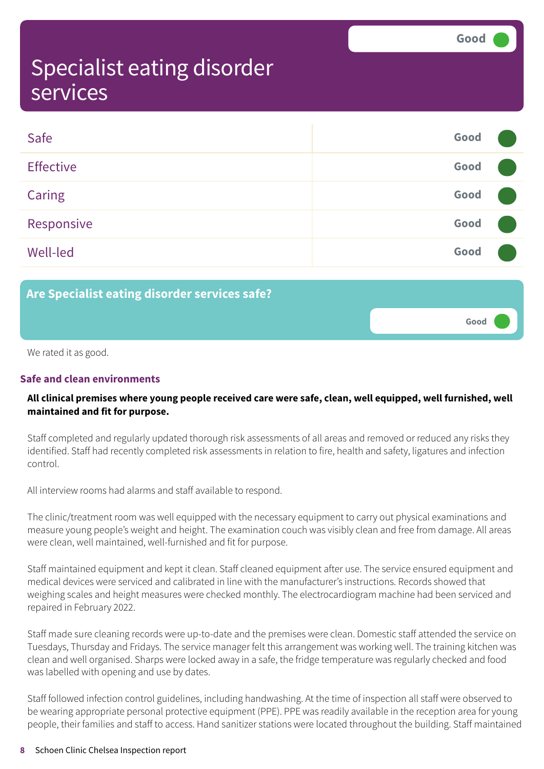# Specialist eating disorder services

Good

| | |
|---|---|
| Safe | Good |
| Effective | Good |
| Caring | Good |
| Responsive | Good |
| Well-led | Good |

## Are Specialist eating disorder services safe?

Good

We rated it as good.

### Safe and clean environments

**All clinical premises where young people received care were safe, clean, well equipped, well furnished, well maintained and fit for purpose.**

Staff completed and regularly updated thorough risk assessments of all areas and removed or reduced any risks they identified. Staff had recently completed risk assessments in relation to fire, health and safety, ligatures and infection control.

All interview rooms had alarms and staff available to respond.

The clinic/treatment room was well equipped with the necessary equipment to carry out physical examinations and measure young people's weight and height. The examination couch was visibly clean and free from damage. All areas were clean, well maintained, well-furnished and fit for purpose.

Staff maintained equipment and kept it clean. Staff cleaned equipment after use. The service ensured equipment and medical devices were serviced and calibrated in line with the manufacturer's instructions. Records showed that weighing scales and height measures were checked monthly. The electrocardiogram machine had been serviced and repaired in February 2022.

Staff made sure cleaning records were up-to-date and the premises were clean. Domestic staff attended the service on Tuesdays, Thursday and Fridays. The service manager felt this arrangement was working well. The training kitchen was clean and well organised. Sharps were locked away in a safe, the fridge temperature was regularly checked and food was labelled with opening and use by dates.

Staff followed infection control guidelines, including handwashing. At the time of inspection all staff were observed to be wearing appropriate personal protective equipment (PPE). PPE was readily available in the reception area for young people, their families and staff to access. Hand sanitizer stations were located throughout the building. Staff maintained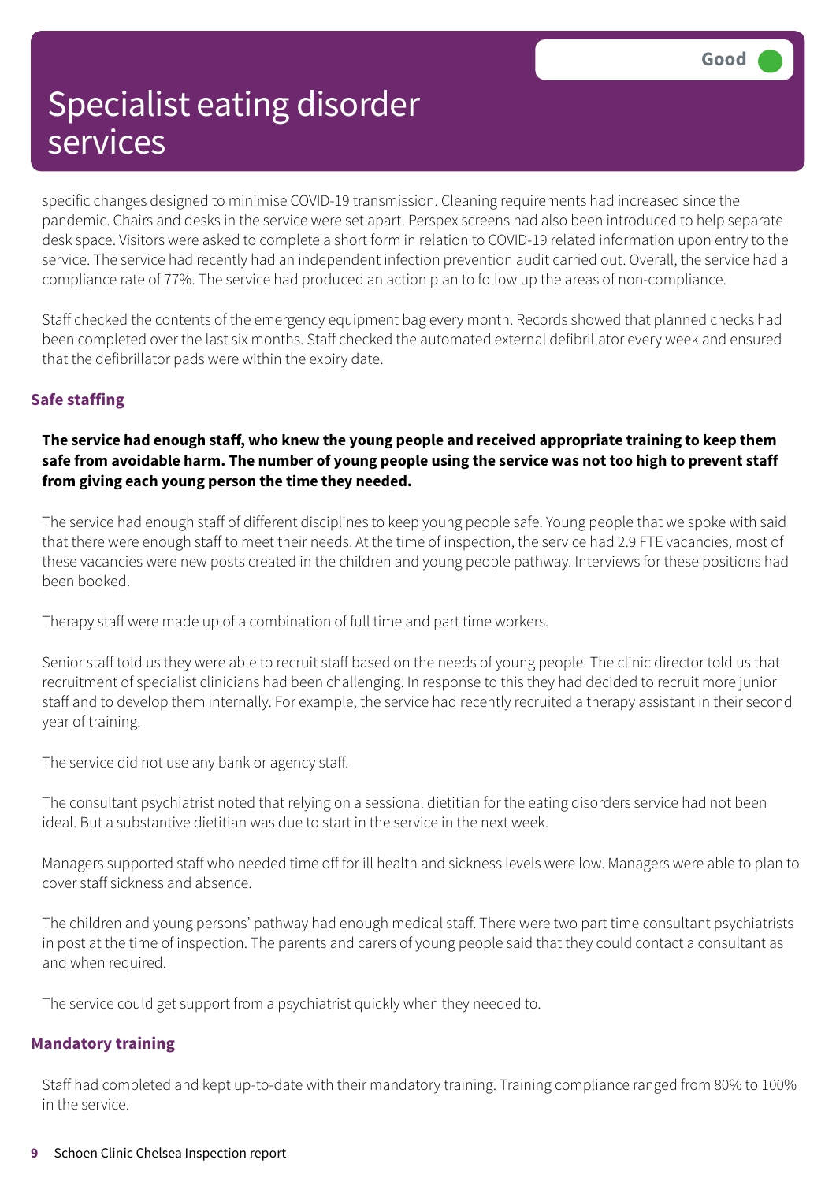specific changes designed to minimise COVID-19 transmission. Cleaning requirements had increased since the pandemic. Chairs and desks in the service were set apart. Perspex screens had also been introduced to help separate desk space. Visitors were asked to complete a short form in relation to COVID-19 related information upon entry to the service. The service had recently had an independent infection prevention audit carried out. Overall, the service had a compliance rate of 77%. The service had produced an action plan to follow up the areas of non-compliance.

Staff checked the contents of the emergency equipment bag every month. Records showed that planned checks had been completed over the last six months. Staff checked the automated external defibrillator every week and ensured that the defibrillator pads were within the expiry date.

### Safe staffing

**The service had enough staff, who knew the young people and received appropriate training to keep them safe from avoidable harm. The number of young people using the service was not too high to prevent staff from giving each young person the time they needed.**

The service had enough staff of different disciplines to keep young people safe. Young people that we spoke with said that there were enough staff to meet their needs. At the time of inspection, the service had 2.9 FTE vacancies, most of these vacancies were new posts created in the children and young people pathway. Interviews for these positions had been booked.

Therapy staff were made up of a combination of full time and part time workers.

Senior staff told us they were able to recruit staff based on the needs of young people. The clinic director told us that recruitment of specialist clinicians had been challenging. In response to this they had decided to recruit more junior staff and to develop them internally. For example, the service had recently recruited a therapy assistant in their second year of training.

The service did not use any bank or agency staff.

The consultant psychiatrist noted that relying on a sessional dietitian for the eating disorders service had not been ideal. But a substantive dietitian was due to start in the service in the next week.

Managers supported staff who needed time off for ill health and sickness levels were low. Managers were able to plan to cover staff sickness and absence.

The children and young persons' pathway had enough medical staff. There were two part time consultant psychiatrists in post at the time of inspection. The parents and carers of young people said that they could contact a consultant as and when required.

The service could get support from a psychiatrist quickly when they needed to.

### Mandatory training

Staff had completed and kept up-to-date with their mandatory training. Training compliance ranged from 80% to 100% in the service.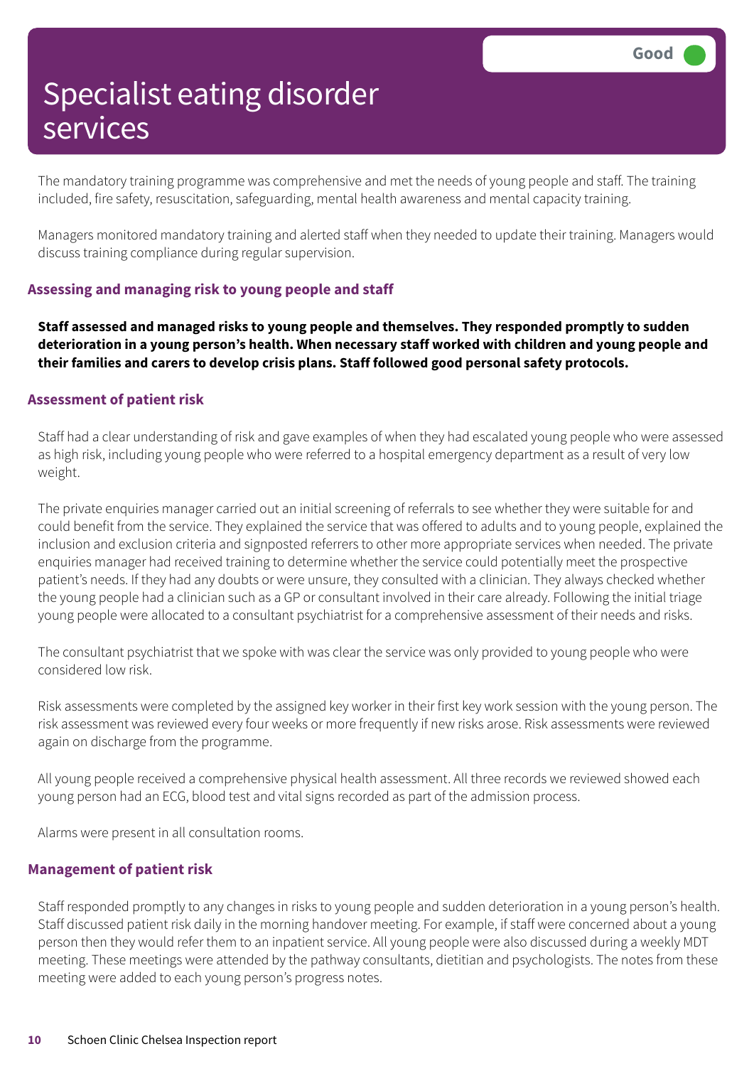# Specialist eating disorder services

Good

The mandatory training programme was comprehensive and met the needs of young people and staff. The training included, fire safety, resuscitation, safeguarding, mental health awareness and mental capacity training.

Managers monitored mandatory training and alerted staff when they needed to update their training. Managers would discuss training compliance during regular supervision.

### Assessing and managing risk to young people and staff

**Staff assessed and managed risks to young people and themselves. They responded promptly to sudden deterioration in a young person's health. When necessary staff worked with children and young people and their families and carers to develop crisis plans. Staff followed good personal safety protocols.**

### Assessment of patient risk

Staff had a clear understanding of risk and gave examples of when they had escalated young people who were assessed as high risk, including young people who were referred to a hospital emergency department as a result of very low weight.

The private enquiries manager carried out an initial screening of referrals to see whether they were suitable for and could benefit from the service. They explained the service that was offered to adults and to young people, explained the inclusion and exclusion criteria and signposted referrers to other more appropriate services when needed. The private enquiries manager had received training to determine whether the service could potentially meet the prospective patient's needs. If they had any doubts or were unsure, they consulted with a clinician. They always checked whether the young people had a clinician such as a GP or consultant involved in their care already. Following the initial triage young people were allocated to a consultant psychiatrist for a comprehensive assessment of their needs and risks.

The consultant psychiatrist that we spoke with was clear the service was only provided to young people who were considered low risk.

Risk assessments were completed by the assigned key worker in their first key work session with the young person. The risk assessment was reviewed every four weeks or more frequently if new risks arose. Risk assessments were reviewed again on discharge from the programme.

All young people received a comprehensive physical health assessment. All three records we reviewed showed each young person had an ECG, blood test and vital signs recorded as part of the admission process.

Alarms were present in all consultation rooms.

### Management of patient risk

Staff responded promptly to any changes in risks to young people and sudden deterioration in a young person's health. Staff discussed patient risk daily in the morning handover meeting. For example, if staff were concerned about a young person then they would refer them to an inpatient service. All young people were also discussed during a weekly MDT meeting. These meetings were attended by the pathway consultants, dietitian and psychologists. The notes from these meeting were added to each young person's progress notes.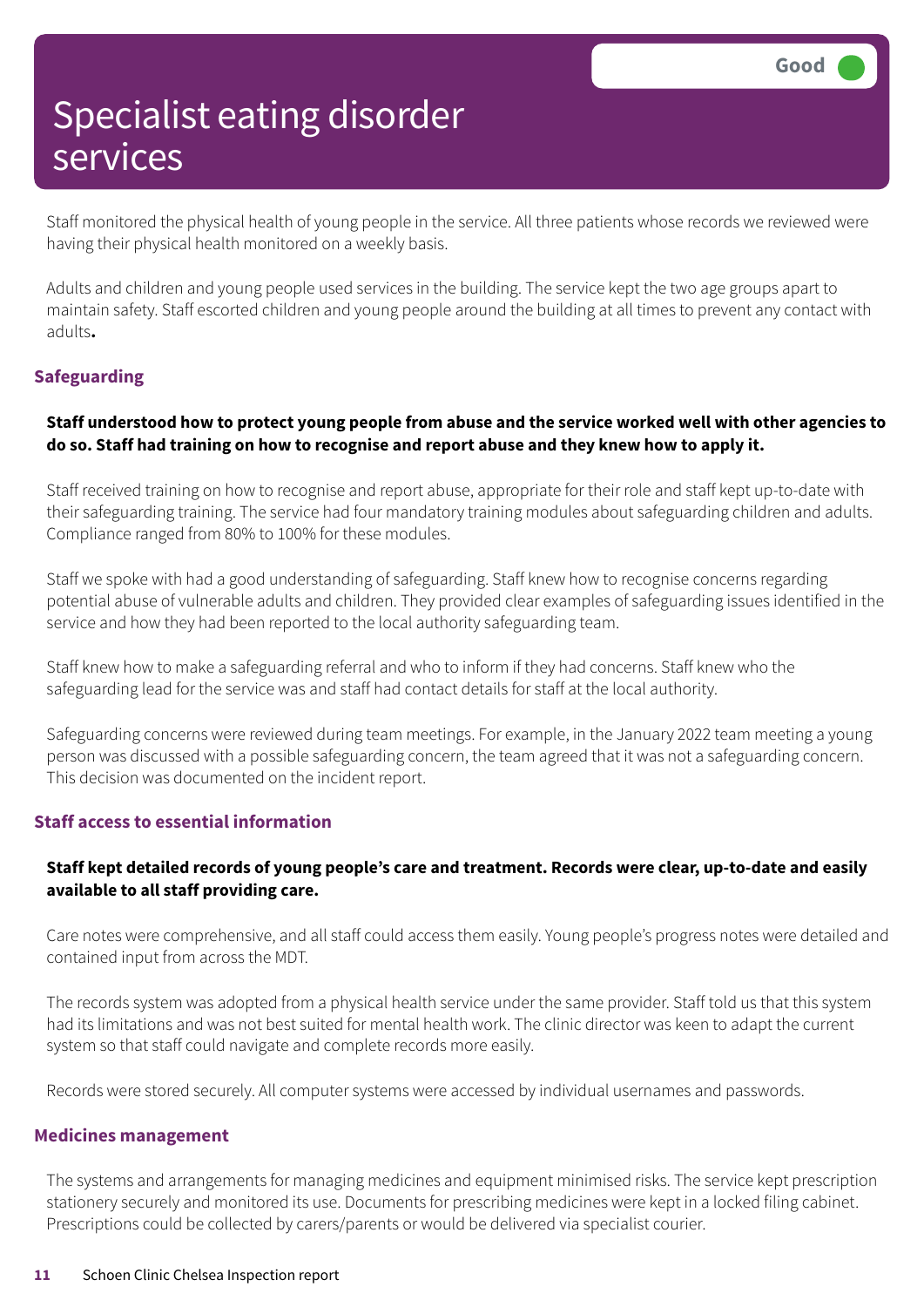# Specialist eating disorder services

Good

Staff monitored the physical health of young people in the service. All three patients whose records we reviewed were having their physical health monitored on a weekly basis.

Adults and children and young people used services in the building. The service kept the two age groups apart to maintain safety. Staff escorted children and young people around the building at all times to prevent any contact with adults**.**

### Safeguarding

**Staff understood how to protect young people from abuse and the service worked well with other agencies to do so. Staff had training on how to recognise and report abuse and they knew how to apply it.**

Staff received training on how to recognise and report abuse, appropriate for their role and staff kept up-to-date with their safeguarding training. The service had four mandatory training modules about safeguarding children and adults. Compliance ranged from 80% to 100% for these modules.

Staff we spoke with had a good understanding of safeguarding. Staff knew how to recognise concerns regarding potential abuse of vulnerable adults and children. They provided clear examples of safeguarding issues identified in the service and how they had been reported to the local authority safeguarding team.

Staff knew how to make a safeguarding referral and who to inform if they had concerns. Staff knew who the safeguarding lead for the service was and staff had contact details for staff at the local authority.

Safeguarding concerns were reviewed during team meetings. For example, in the January 2022 team meeting a young person was discussed with a possible safeguarding concern, the team agreed that it was not a safeguarding concern. This decision was documented on the incident report.

### Staff access to essential information

**Staff kept detailed records of young people's care and treatment. Records were clear, up-to-date and easily available to all staff providing care.**

Care notes were comprehensive, and all staff could access them easily. Young people's progress notes were detailed and contained input from across the MDT.

The records system was adopted from a physical health service under the same provider. Staff told us that this system had its limitations and was not best suited for mental health work. The clinic director was keen to adapt the current system so that staff could navigate and complete records more easily.

Records were stored securely. All computer systems were accessed by individual usernames and passwords.

### Medicines management

The systems and arrangements for managing medicines and equipment minimised risks. The service kept prescription stationery securely and monitored its use. Documents for prescribing medicines were kept in a locked filing cabinet. Prescriptions could be collected by carers/parents or would be delivered via specialist courier.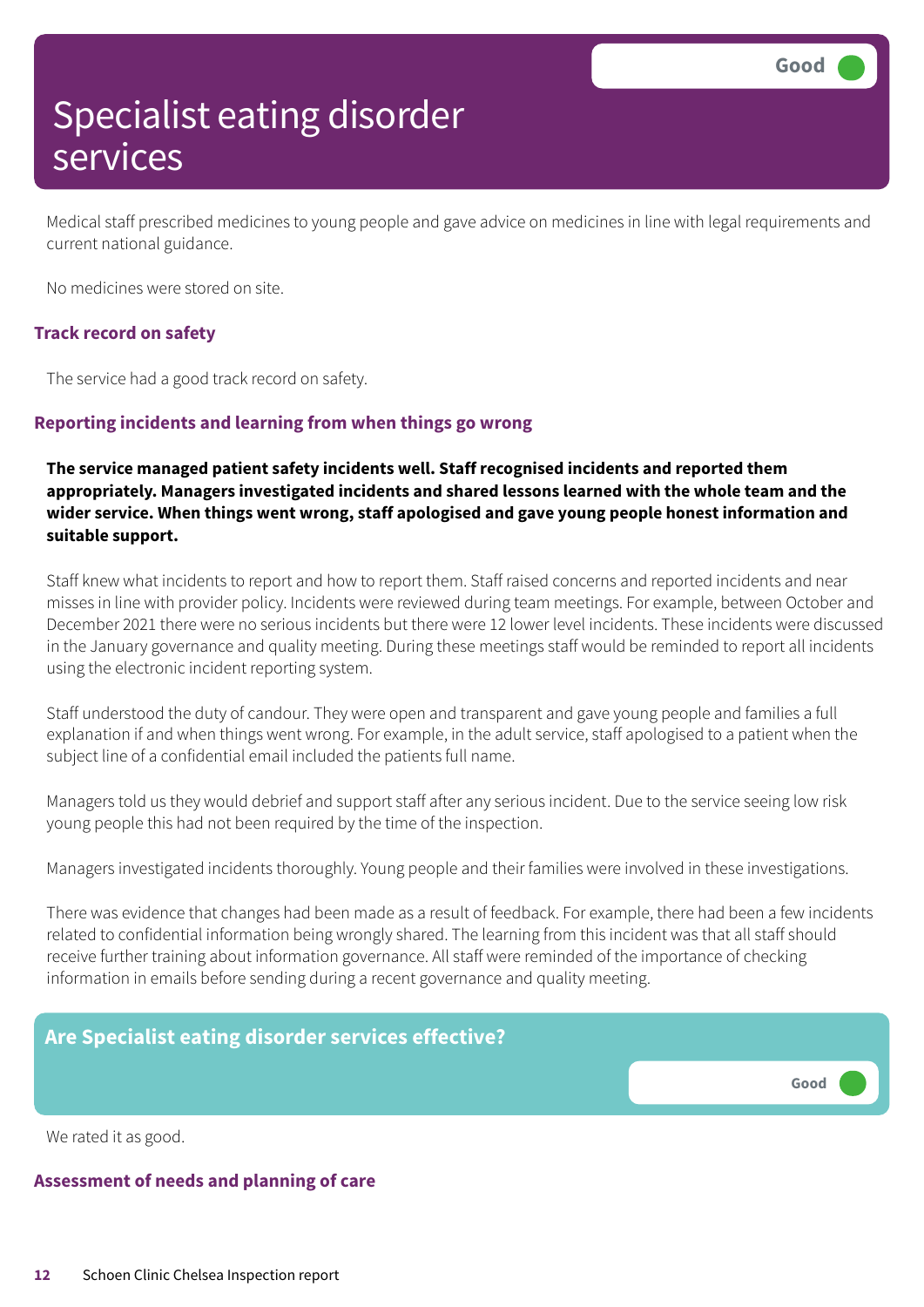# Specialist eating disorder services

Good

Medical staff prescribed medicines to young people and gave advice on medicines in line with legal requirements and current national guidance.

No medicines were stored on site.

### Track record on safety

The service had a good track record on safety.

### Reporting incidents and learning from when things go wrong

**The service managed patient safety incidents well. Staff recognised incidents and reported them appropriately. Managers investigated incidents and shared lessons learned with the whole team and the wider service. When things went wrong, staff apologised and gave young people honest information and suitable support.**

Staff knew what incidents to report and how to report them. Staff raised concerns and reported incidents and near misses in line with provider policy. Incidents were reviewed during team meetings. For example, between October and December 2021 there were no serious incidents but there were 12 lower level incidents. These incidents were discussed in the January governance and quality meeting. During these meetings staff would be reminded to report all incidents using the electronic incident reporting system.

Staff understood the duty of candour. They were open and transparent and gave young people and families a full explanation if and when things went wrong. For example, in the adult service, staff apologised to a patient when the subject line of a confidential email included the patients full name.

Managers told us they would debrief and support staff after any serious incident. Due to the service seeing low risk young people this had not been required by the time of the inspection.

Managers investigated incidents thoroughly. Young people and their families were involved in these investigations.

There was evidence that changes had been made as a result of feedback. For example, there had been a few incidents related to confidential information being wrongly shared. The learning from this incident was that all staff should receive further training about information governance. All staff were reminded of the importance of checking information in emails before sending during a recent governance and quality meeting.

## Are Specialist eating disorder services effective?

Good

We rated it as good.

### Assessment of needs and planning of care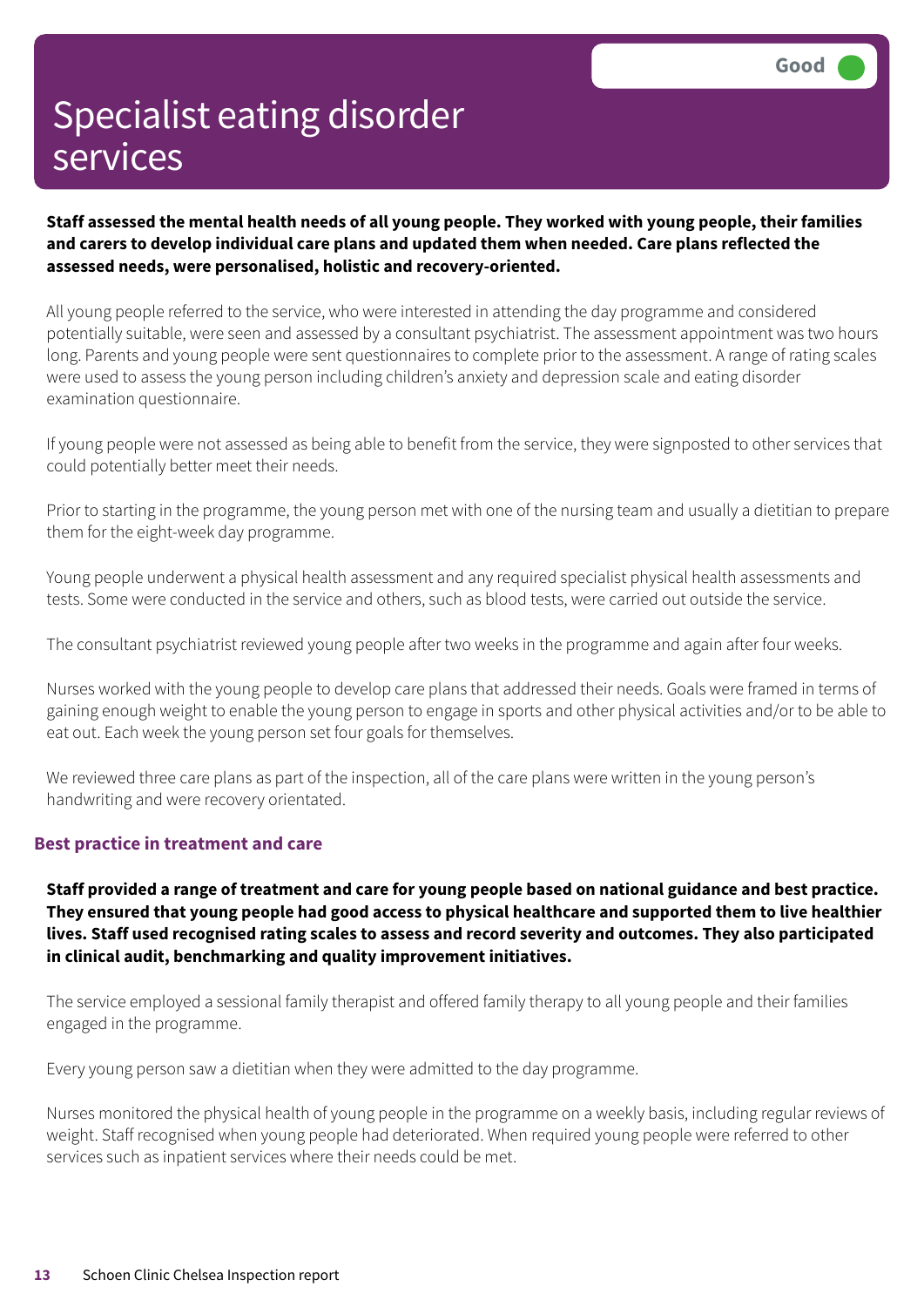# Specialist eating disorder services

Good

**Staff assessed the mental health needs of all young people. They worked with young people, their families and carers to develop individual care plans and updated them when needed. Care plans reflected the assessed needs, were personalised, holistic and recovery-oriented.**

All young people referred to the service, who were interested in attending the day programme and considered potentially suitable, were seen and assessed by a consultant psychiatrist. The assessment appointment was two hours long. Parents and young people were sent questionnaires to complete prior to the assessment. A range of rating scales were used to assess the young person including children's anxiety and depression scale and eating disorder examination questionnaire.

If young people were not assessed as being able to benefit from the service, they were signposted to other services that could potentially better meet their needs.

Prior to starting in the programme, the young person met with one of the nursing team and usually a dietitian to prepare them for the eight-week day programme.

Young people underwent a physical health assessment and any required specialist physical health assessments and tests. Some were conducted in the service and others, such as blood tests, were carried out outside the service.

The consultant psychiatrist reviewed young people after two weeks in the programme and again after four weeks.

Nurses worked with the young people to develop care plans that addressed their needs. Goals were framed in terms of gaining enough weight to enable the young person to engage in sports and other physical activities and/or to be able to eat out. Each week the young person set four goals for themselves.

We reviewed three care plans as part of the inspection, all of the care plans were written in the young person's handwriting and were recovery orientated.

### Best practice in treatment and care

**Staff provided a range of treatment and care for young people based on national guidance and best practice. They ensured that young people had good access to physical healthcare and supported them to live healthier lives. Staff used recognised rating scales to assess and record severity and outcomes. They also participated in clinical audit, benchmarking and quality improvement initiatives.**

The service employed a sessional family therapist and offered family therapy to all young people and their families engaged in the programme.

Every young person saw a dietitian when they were admitted to the day programme.

Nurses monitored the physical health of young people in the programme on a weekly basis, including regular reviews of weight. Staff recognised when young people had deteriorated. When required young people were referred to other services such as inpatient services where their needs could be met.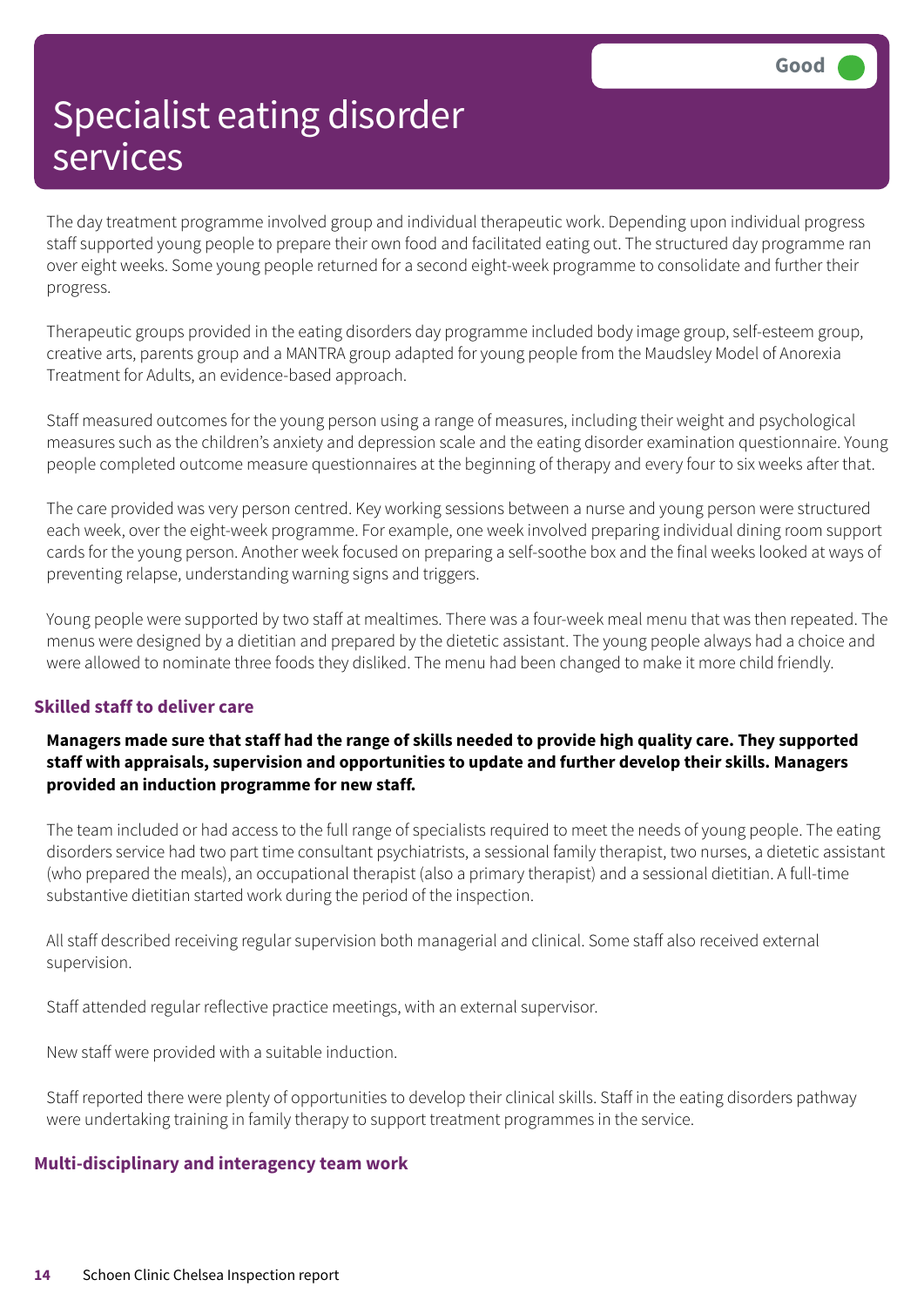# Specialist eating disorder services

Good

The day treatment programme involved group and individual therapeutic work. Depending upon individual progress staff supported young people to prepare their own food and facilitated eating out. The structured day programme ran over eight weeks. Some young people returned for a second eight-week programme to consolidate and further their progress.

Therapeutic groups provided in the eating disorders day programme included body image group, self-esteem group, creative arts, parents group and a MANTRA group adapted for young people from the Maudsley Model of Anorexia Treatment for Adults, an evidence-based approach.

Staff measured outcomes for the young person using a range of measures, including their weight and psychological measures such as the children's anxiety and depression scale and the eating disorder examination questionnaire. Young people completed outcome measure questionnaires at the beginning of therapy and every four to six weeks after that.

The care provided was very person centred. Key working sessions between a nurse and young person were structured each week, over the eight-week programme. For example, one week involved preparing individual dining room support cards for the young person. Another week focused on preparing a self-soothe box and the final weeks looked at ways of preventing relapse, understanding warning signs and triggers.

Young people were supported by two staff at mealtimes. There was a four-week meal menu that was then repeated. The menus were designed by a dietitian and prepared by the dietetic assistant. The young people always had a choice and were allowed to nominate three foods they disliked. The menu had been changed to make it more child friendly.

### Skilled staff to deliver care

**Managers made sure that staff had the range of skills needed to provide high quality care. They supported staff with appraisals, supervision and opportunities to update and further develop their skills. Managers provided an induction programme for new staff.**

The team included or had access to the full range of specialists required to meet the needs of young people. The eating disorders service had two part time consultant psychiatrists, a sessional family therapist, two nurses, a dietetic assistant (who prepared the meals), an occupational therapist (also a primary therapist) and a sessional dietitian. A full-time substantive dietitian started work during the period of the inspection.

All staff described receiving regular supervision both managerial and clinical. Some staff also received external supervision.

Staff attended regular reflective practice meetings, with an external supervisor.

New staff were provided with a suitable induction.

Staff reported there were plenty of opportunities to develop their clinical skills. Staff in the eating disorders pathway were undertaking training in family therapy to support treatment programmes in the service.

### Multi-disciplinary and interagency team work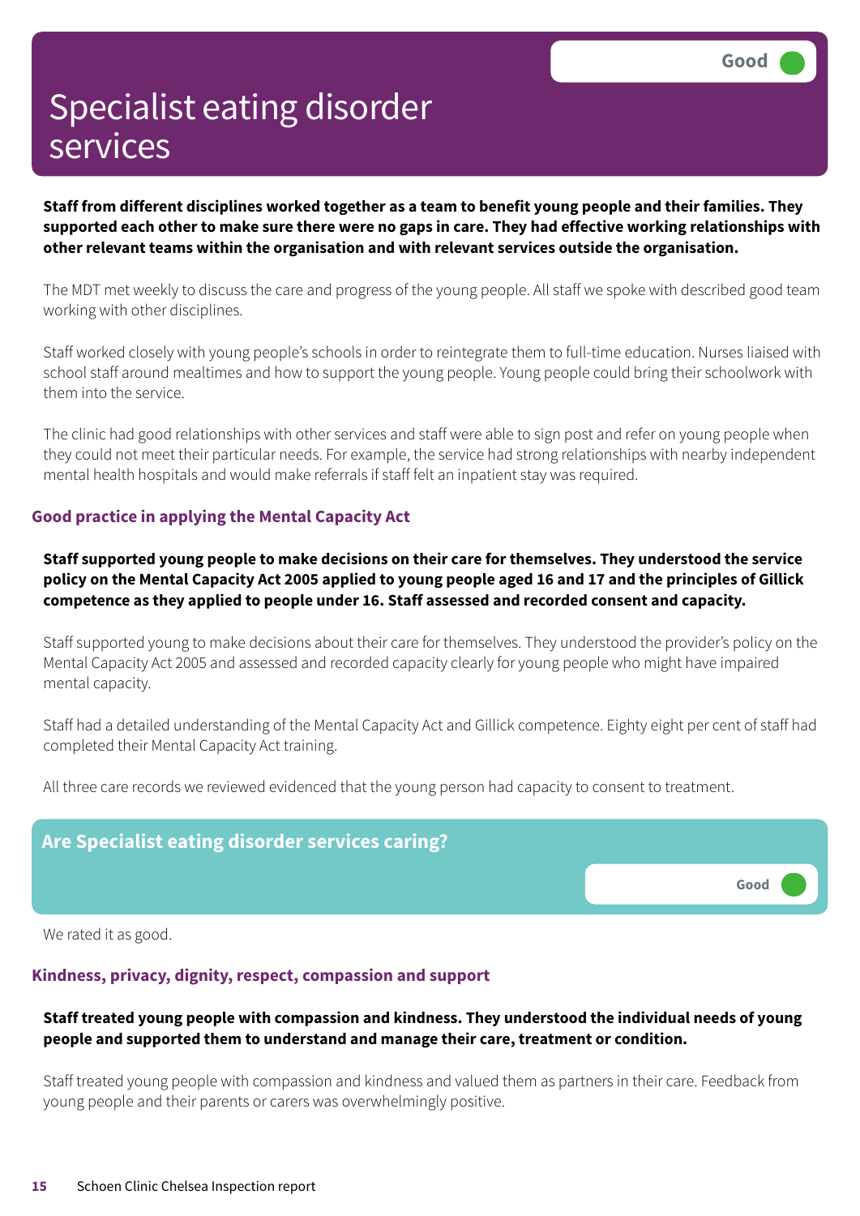# Specialist eating disorder services

Good

**Staff from different disciplines worked together as a team to benefit young people and their families. They supported each other to make sure there were no gaps in care. They had effective working relationships with other relevant teams within the organisation and with relevant services outside the organisation.**

The MDT met weekly to discuss the care and progress of the young people. All staff we spoke with described good team working with other disciplines.

Staff worked closely with young people's schools in order to reintegrate them to full-time education. Nurses liaised with school staff around mealtimes and how to support the young people. Young people could bring their schoolwork with them into the service.

The clinic had good relationships with other services and staff were able to sign post and refer on young people when they could not meet their particular needs. For example, the service had strong relationships with nearby independent mental health hospitals and would make referrals if staff felt an inpatient stay was required.

### Good practice in applying the Mental Capacity Act

**Staff supported young people to make decisions on their care for themselves. They understood the service policy on the Mental Capacity Act 2005 applied to young people aged 16 and 17 and the principles of Gillick competence as they applied to people under 16. Staff assessed and recorded consent and capacity.**

Staff supported young to make decisions about their care for themselves. They understood the provider's policy on the Mental Capacity Act 2005 and assessed and recorded capacity clearly for young people who might have impaired mental capacity.

Staff had a detailed understanding of the Mental Capacity Act and Gillick competence. Eighty eight per cent of staff had completed their Mental Capacity Act training.

All three care records we reviewed evidenced that the young person had capacity to consent to treatment.

## Are Specialist eating disorder services caring?

Good

We rated it as good.

### Kindness, privacy, dignity, respect, compassion and support

**Staff treated young people with compassion and kindness. They understood the individual needs of young people and supported them to understand and manage their care, treatment or condition.**

Staff treated young people with compassion and kindness and valued them as partners in their care. Feedback from young people and their parents or carers was overwhelmingly positive.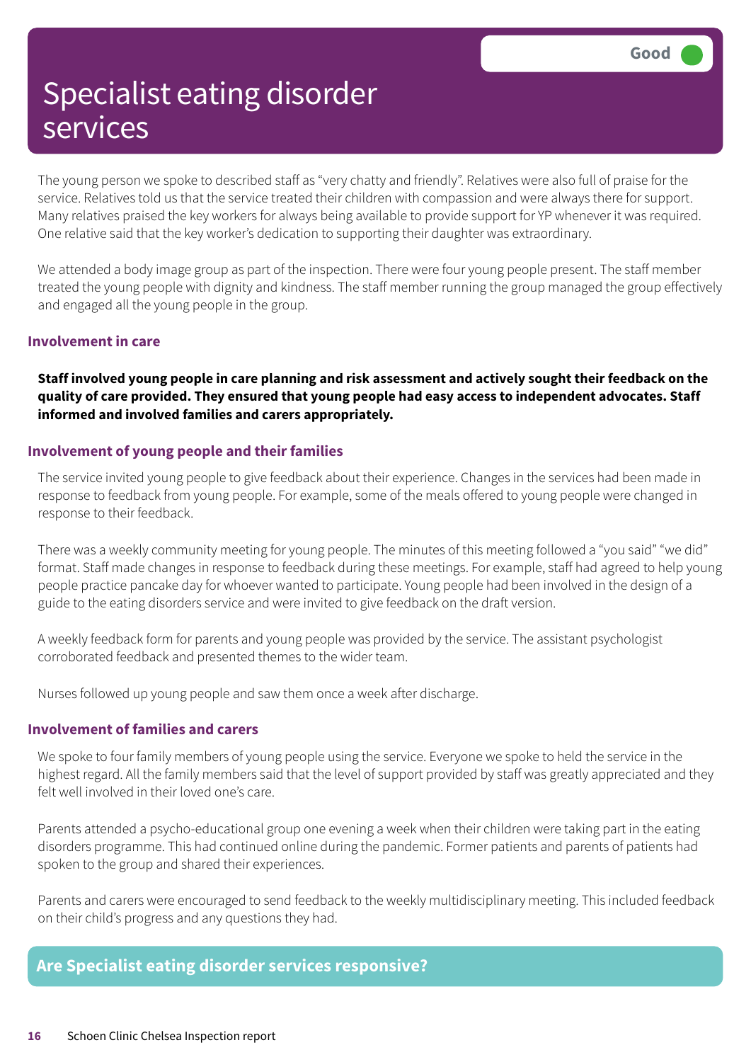# Specialist eating disorder services

Good

The young person we spoke to described staff as "very chatty and friendly". Relatives were also full of praise for the service. Relatives told us that the service treated their children with compassion and were always there for support. Many relatives praised the key workers for always being available to provide support for YP whenever it was required. One relative said that the key worker's dedication to supporting their daughter was extraordinary.

We attended a body image group as part of the inspection. There were four young people present. The staff member treated the young people with dignity and kindness. The staff member running the group managed the group effectively and engaged all the young people in the group.

### Involvement in care

**Staff involved young people in care planning and risk assessment and actively sought their feedback on the quality of care provided. They ensured that young people had easy access to independent advocates. Staff informed and involved families and carers appropriately.**

### Involvement of young people and their families

The service invited young people to give feedback about their experience. Changes in the services had been made in response to feedback from young people. For example, some of the meals offered to young people were changed in response to their feedback.

There was a weekly community meeting for young people. The minutes of this meeting followed a "you said" "we did" format. Staff made changes in response to feedback during these meetings. For example, staff had agreed to help young people practice pancake day for whoever wanted to participate. Young people had been involved in the design of a guide to the eating disorders service and were invited to give feedback on the draft version.

A weekly feedback form for parents and young people was provided by the service. The assistant psychologist corroborated feedback and presented themes to the wider team.

Nurses followed up young people and saw them once a week after discharge.

### Involvement of families and carers

We spoke to four family members of young people using the service. Everyone we spoke to held the service in the highest regard. All the family members said that the level of support provided by staff was greatly appreciated and they felt well involved in their loved one's care.

Parents attended a psycho-educational group one evening a week when their children were taking part in the eating disorders programme. This had continued online during the pandemic. Former patients and parents of patients had spoken to the group and shared their experiences.

Parents and carers were encouraged to send feedback to the weekly multidisciplinary meeting. This included feedback on their child's progress and any questions they had.

## Are Specialist eating disorder services responsive?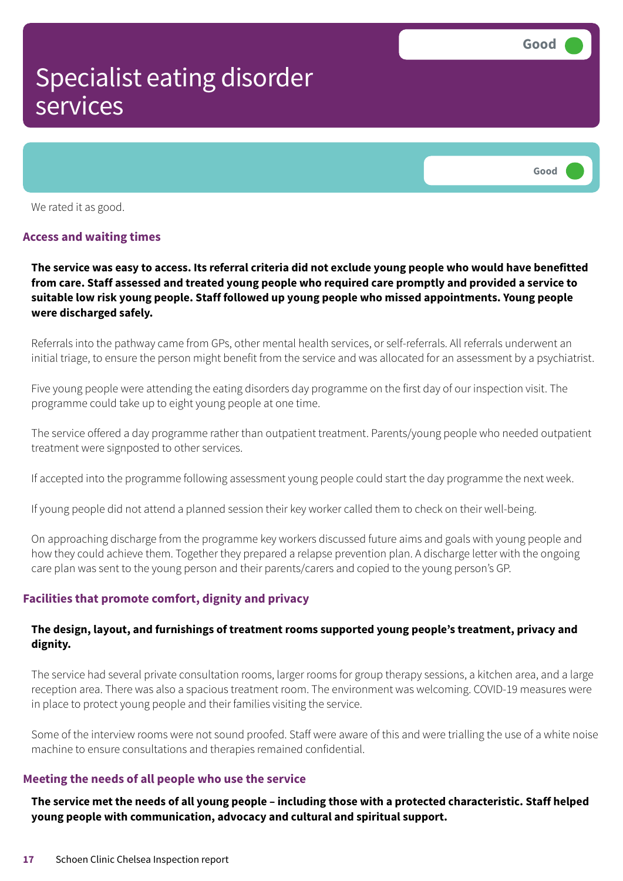# Specialist eating disorder services

Good

Good

We rated it as good.

### Access and waiting times

**The service was easy to access. Its referral criteria did not exclude young people who would have benefitted from care. Staff assessed and treated young people who required care promptly and provided a service to suitable low risk young people. Staff followed up young people who missed appointments. Young people were discharged safely.**

Referrals into the pathway came from GPs, other mental health services, or self-referrals. All referrals underwent an initial triage, to ensure the person might benefit from the service and was allocated for an assessment by a psychiatrist.

Five young people were attending the eating disorders day programme on the first day of our inspection visit. The programme could take up to eight young people at one time.

The service offered a day programme rather than outpatient treatment. Parents/young people who needed outpatient treatment were signposted to other services.

If accepted into the programme following assessment young people could start the day programme the next week.

If young people did not attend a planned session their key worker called them to check on their well-being.

On approaching discharge from the programme key workers discussed future aims and goals with young people and how they could achieve them. Together they prepared a relapse prevention plan. A discharge letter with the ongoing care plan was sent to the young person and their parents/carers and copied to the young person's GP.

### Facilities that promote comfort, dignity and privacy

**The design, layout, and furnishings of treatment rooms supported young people's treatment, privacy and dignity.**

The service had several private consultation rooms, larger rooms for group therapy sessions, a kitchen area, and a large reception area. There was also a spacious treatment room. The environment was welcoming. COVID-19 measures were in place to protect young people and their families visiting the service.

Some of the interview rooms were not sound proofed. Staff were aware of this and were trialling the use of a white noise machine to ensure consultations and therapies remained confidential.

### Meeting the needs of all people who use the service

**The service met the needs of all young people – including those with a protected characteristic. Staff helped young people with communication, advocacy and cultural and spiritual support.**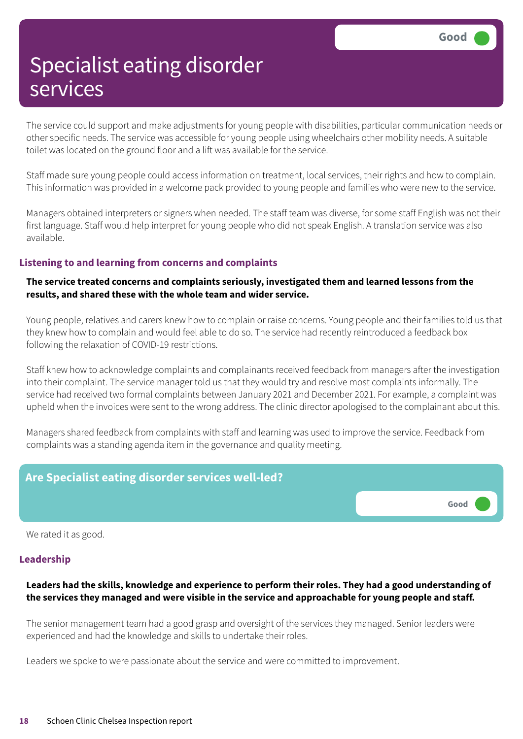# Specialist eating disorder services

Good

The service could support and make adjustments for young people with disabilities, particular communication needs or other specific needs. The service was accessible for young people using wheelchairs other mobility needs. A suitable toilet was located on the ground floor and a lift was available for the service.

Staff made sure young people could access information on treatment, local services, their rights and how to complain. This information was provided in a welcome pack provided to young people and families who were new to the service.

Managers obtained interpreters or signers when needed. The staff team was diverse, for some staff English was not their first language. Staff would help interpret for young people who did not speak English. A translation service was also available.

### Listening to and learning from concerns and complaints

**The service treated concerns and complaints seriously, investigated them and learned lessons from the results, and shared these with the whole team and wider service.**

Young people, relatives and carers knew how to complain or raise concerns. Young people and their families told us that they knew how to complain and would feel able to do so. The service had recently reintroduced a feedback box following the relaxation of COVID-19 restrictions.

Staff knew how to acknowledge complaints and complainants received feedback from managers after the investigation into their complaint. The service manager told us that they would try and resolve most complaints informally. The service had received two formal complaints between January 2021 and December 2021. For example, a complaint was upheld when the invoices were sent to the wrong address. The clinic director apologised to the complainant about this.

Managers shared feedback from complaints with staff and learning was used to improve the service. Feedback from complaints was a standing agenda item in the governance and quality meeting.

## Are Specialist eating disorder services well-led?

Good

We rated it as good.

### Leadership

**Leaders had the skills, knowledge and experience to perform their roles. They had a good understanding of the services they managed and were visible in the service and approachable for young people and staff.**

The senior management team had a good grasp and oversight of the services they managed. Senior leaders were experienced and had the knowledge and skills to undertake their roles.

Leaders we spoke to were passionate about the service and were committed to improvement.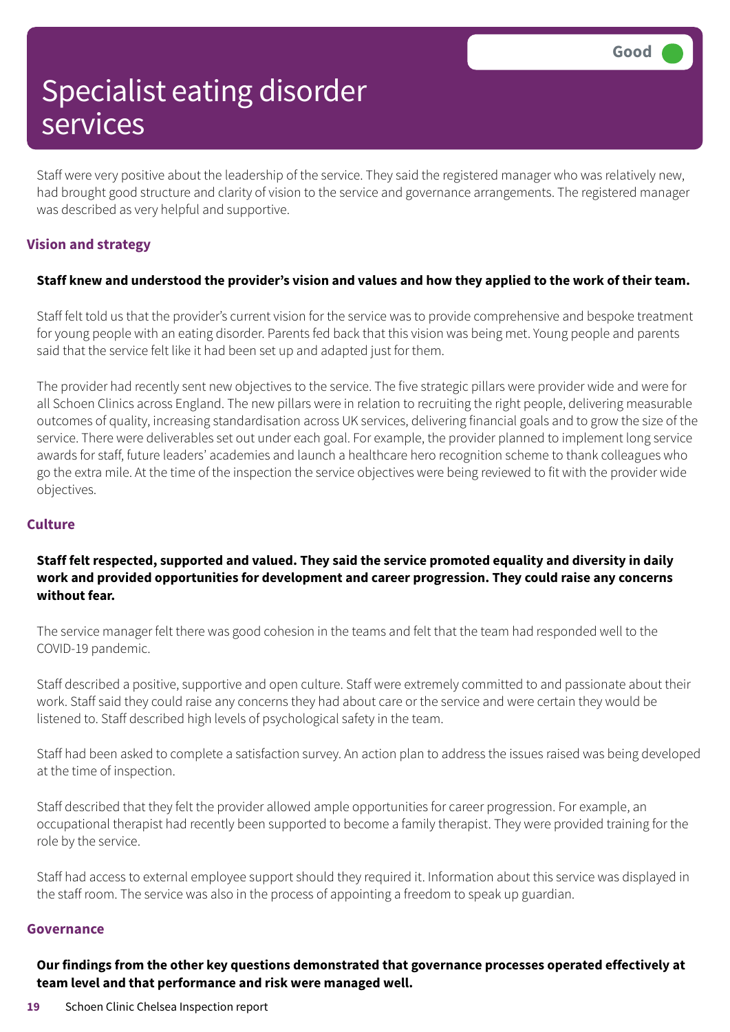# Specialist eating disorder services

Good

Staff were very positive about the leadership of the service. They said the registered manager who was relatively new, had brought good structure and clarity of vision to the service and governance arrangements. The registered manager was described as very helpful and supportive.

## Vision and strategy

**Staff knew and understood the provider's vision and values and how they applied to the work of their team.**

Staff felt told us that the provider's current vision for the service was to provide comprehensive and bespoke treatment for young people with an eating disorder. Parents fed back that this vision was being met. Young people and parents said that the service felt like it had been set up and adapted just for them.

The provider had recently sent new objectives to the service. The five strategic pillars were provider wide and were for all Schoen Clinics across England. The new pillars were in relation to recruiting the right people, delivering measurable outcomes of quality, increasing standardisation across UK services, delivering financial goals and to grow the size of the service. There were deliverables set out under each goal. For example, the provider planned to implement long service awards for staff, future leaders' academies and launch a healthcare hero recognition scheme to thank colleagues who go the extra mile. At the time of the inspection the service objectives were being reviewed to fit with the provider wide objectives.

## Culture

**Staff felt respected, supported and valued. They said the service promoted equality and diversity in daily work and provided opportunities for development and career progression. They could raise any concerns without fear.**

The service manager felt there was good cohesion in the teams and felt that the team had responded well to the COVID-19 pandemic.

Staff described a positive, supportive and open culture. Staff were extremely committed to and passionate about their work. Staff said they could raise any concerns they had about care or the service and were certain they would be listened to. Staff described high levels of psychological safety in the team.

Staff had been asked to complete a satisfaction survey. An action plan to address the issues raised was being developed at the time of inspection.

Staff described that they felt the provider allowed ample opportunities for career progression. For example, an occupational therapist had recently been supported to become a family therapist. They were provided training for the role by the service.

Staff had access to external employee support should they required it. Information about this service was displayed in the staff room. The service was also in the process of appointing a freedom to speak up guardian.

## Governance

**Our findings from the other key questions demonstrated that governance processes operated effectively at team level and that performance and risk were managed well.**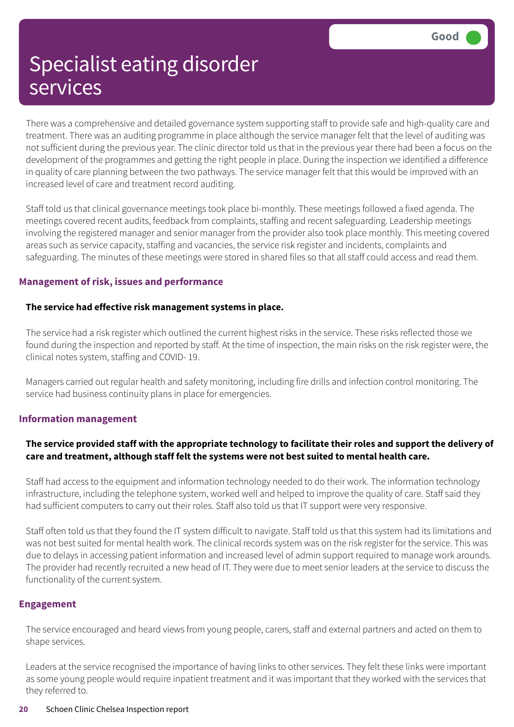# Specialist eating disorder services

Good

There was a comprehensive and detailed governance system supporting staff to provide safe and high-quality care and treatment. There was an auditing programme in place although the service manager felt that the level of auditing was not sufficient during the previous year. The clinic director told us that in the previous year there had been a focus on the development of the programmes and getting the right people in place. During the inspection we identified a difference in quality of care planning between the two pathways. The service manager felt that this would be improved with an increased level of care and treatment record auditing.

Staff told us that clinical governance meetings took place bi-monthly. These meetings followed a fixed agenda. The meetings covered recent audits, feedback from complaints, staffing and recent safeguarding. Leadership meetings involving the registered manager and senior manager from the provider also took place monthly. This meeting covered areas such as service capacity, staffing and vacancies, the service risk register and incidents, complaints and safeguarding. The minutes of these meetings were stored in shared files so that all staff could access and read them.

## Management of risk, issues and performance

**The service had effective risk management systems in place.**

The service had a risk register which outlined the current highest risks in the service. These risks reflected those we found during the inspection and reported by staff. At the time of inspection, the main risks on the risk register were, the clinical notes system, staffing and COVID- 19.

Managers carried out regular health and safety monitoring, including fire drills and infection control monitoring. The service had business continuity plans in place for emergencies.

## Information management

**The service provided staff with the appropriate technology to facilitate their roles and support the delivery of care and treatment, although staff felt the systems were not best suited to mental health care.**

Staff had access to the equipment and information technology needed to do their work. The information technology infrastructure, including the telephone system, worked well and helped to improve the quality of care. Staff said they had sufficient computers to carry out their roles. Staff also told us that IT support were very responsive.

Staff often told us that they found the IT system difficult to navigate. Staff told us that this system had its limitations and was not best suited for mental health work. The clinical records system was on the risk register for the service. This was due to delays in accessing patient information and increased level of admin support required to manage work arounds. The provider had recently recruited a new head of IT. They were due to meet senior leaders at the service to discuss the functionality of the current system.

## Engagement

The service encouraged and heard views from young people, carers, staff and external partners and acted on them to shape services.

Leaders at the service recognised the importance of having links to other services. They felt these links were important as some young people would require inpatient treatment and it was important that they worked with the services that they referred to.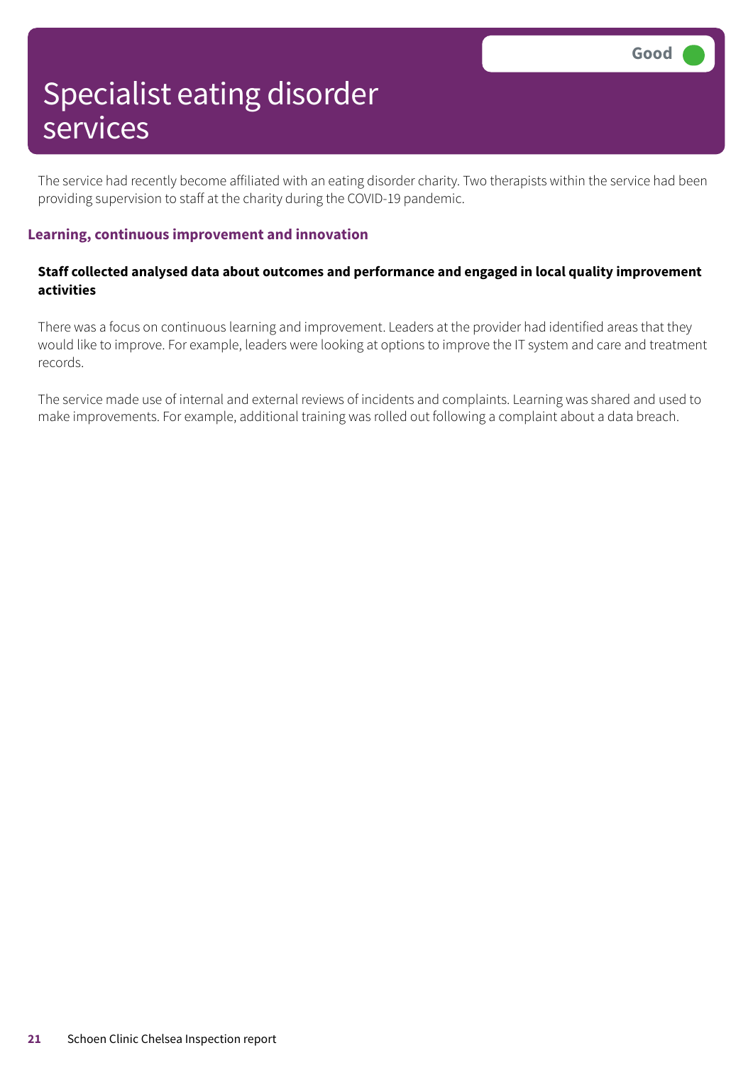# Specialist eating disorder services

Good

The service had recently become affiliated with an eating disorder charity. Two therapists within the service had been providing supervision to staff at the charity during the COVID-19 pandemic.

## Learning, continuous improvement and innovation

**Staff collected analysed data about outcomes and performance and engaged in local quality improvement activities**

There was a focus on continuous learning and improvement. Leaders at the provider had identified areas that they would like to improve. For example, leaders were looking at options to improve the IT system and care and treatment records.

The service made use of internal and external reviews of incidents and complaints. Learning was shared and used to make improvements. For example, additional training was rolled out following a complaint about a data breach.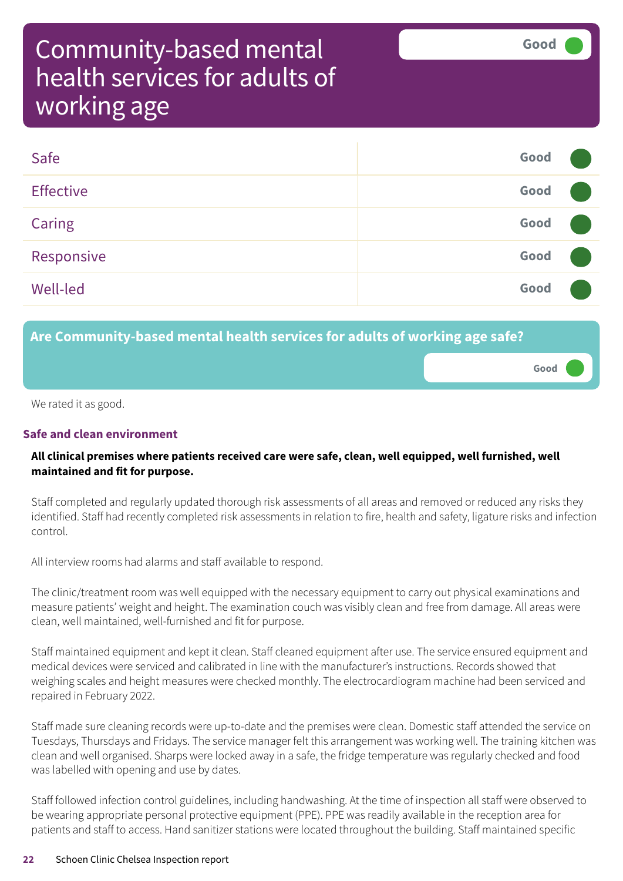# Community-based mental health services for adults of working age

Good

| | |
|---|---|
| Safe | Good |
| Effective | Good |
| Caring | Good |
| Responsive | Good |
| Well-led | Good |

## Are Community-based mental health services for adults of working age safe?

Good

We rated it as good.

### Safe and clean environment

**All clinical premises where patients received care were safe, clean, well equipped, well furnished, well maintained and fit for purpose.**

Staff completed and regularly updated thorough risk assessments of all areas and removed or reduced any risks they identified. Staff had recently completed risk assessments in relation to fire, health and safety, ligature risks and infection control.

All interview rooms had alarms and staff available to respond.

The clinic/treatment room was well equipped with the necessary equipment to carry out physical examinations and measure patients' weight and height. The examination couch was visibly clean and free from damage. All areas were clean, well maintained, well-furnished and fit for purpose.

Staff maintained equipment and kept it clean. Staff cleaned equipment after use. The service ensured equipment and medical devices were serviced and calibrated in line with the manufacturer's instructions. Records showed that weighing scales and height measures were checked monthly. The electrocardiogram machine had been serviced and repaired in February 2022.

Staff made sure cleaning records were up-to-date and the premises were clean. Domestic staff attended the service on Tuesdays, Thursdays and Fridays. The service manager felt this arrangement was working well. The training kitchen was clean and well organised. Sharps were locked away in a safe, the fridge temperature was regularly checked and food was labelled with opening and use by dates.

Staff followed infection control guidelines, including handwashing. At the time of inspection all staff were observed to be wearing appropriate personal protective equipment (PPE). PPE was readily available in the reception area for patients and staff to access. Hand sanitizer stations were located throughout the building. Staff maintained specific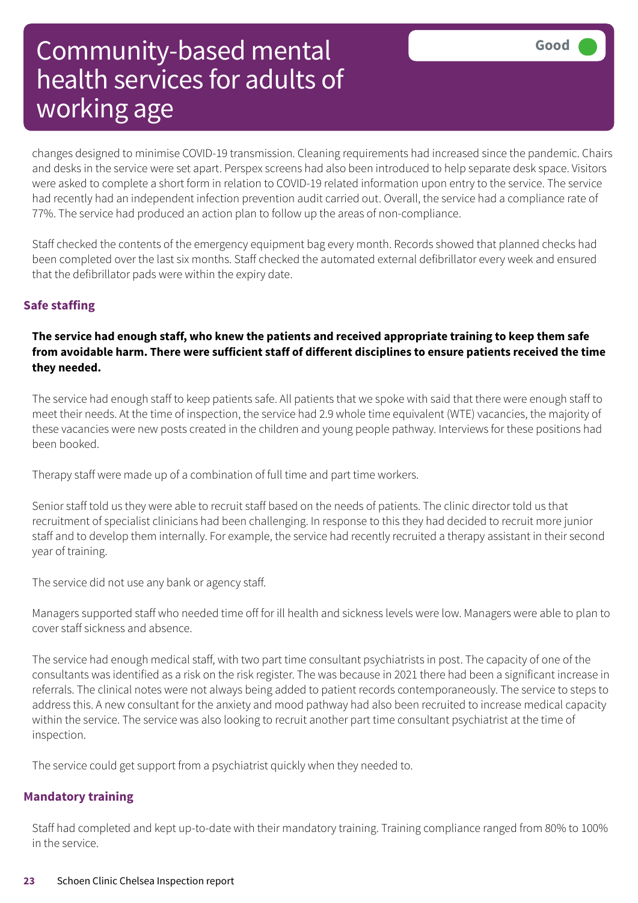changes designed to minimise COVID-19 transmission. Cleaning requirements had increased since the pandemic. Chairs and desks in the service were set apart. Perspex screens had also been introduced to help separate desk space. Visitors were asked to complete a short form in relation to COVID-19 related information upon entry to the service. The service had recently had an independent infection prevention audit carried out. Overall, the service had a compliance rate of 77%. The service had produced an action plan to follow up the areas of non-compliance.

Staff checked the contents of the emergency equipment bag every month. Records showed that planned checks had been completed over the last six months. Staff checked the automated external defibrillator every week and ensured that the defibrillator pads were within the expiry date.

## Safe staffing

**The service had enough staff, who knew the patients and received appropriate training to keep them safe from avoidable harm. There were sufficient staff of different disciplines to ensure patients received the time they needed.**

The service had enough staff to keep patients safe. All patients that we spoke with said that there were enough staff to meet their needs. At the time of inspection, the service had 2.9 whole time equivalent (WTE) vacancies, the majority of these vacancies were new posts created in the children and young people pathway. Interviews for these positions had been booked.

Therapy staff were made up of a combination of full time and part time workers.

Senior staff told us they were able to recruit staff based on the needs of patients. The clinic director told us that recruitment of specialist clinicians had been challenging. In response to this they had decided to recruit more junior staff and to develop them internally. For example, the service had recently recruited a therapy assistant in their second year of training.

The service did not use any bank or agency staff.

Managers supported staff who needed time off for ill health and sickness levels were low. Managers were able to plan to cover staff sickness and absence.

The service had enough medical staff, with two part time consultant psychiatrists in post. The capacity of one of the consultants was identified as a risk on the risk register. The was because in 2021 there had been a significant increase in referrals. The clinical notes were not always being added to patient records contemporaneously. The service to steps to address this. A new consultant for the anxiety and mood pathway had also been recruited to increase medical capacity within the service. The service was also looking to recruit another part time consultant psychiatrist at the time of inspection.

The service could get support from a psychiatrist quickly when they needed to.

## Mandatory training

Staff had completed and kept up-to-date with their mandatory training. Training compliance ranged from 80% to 100% in the service.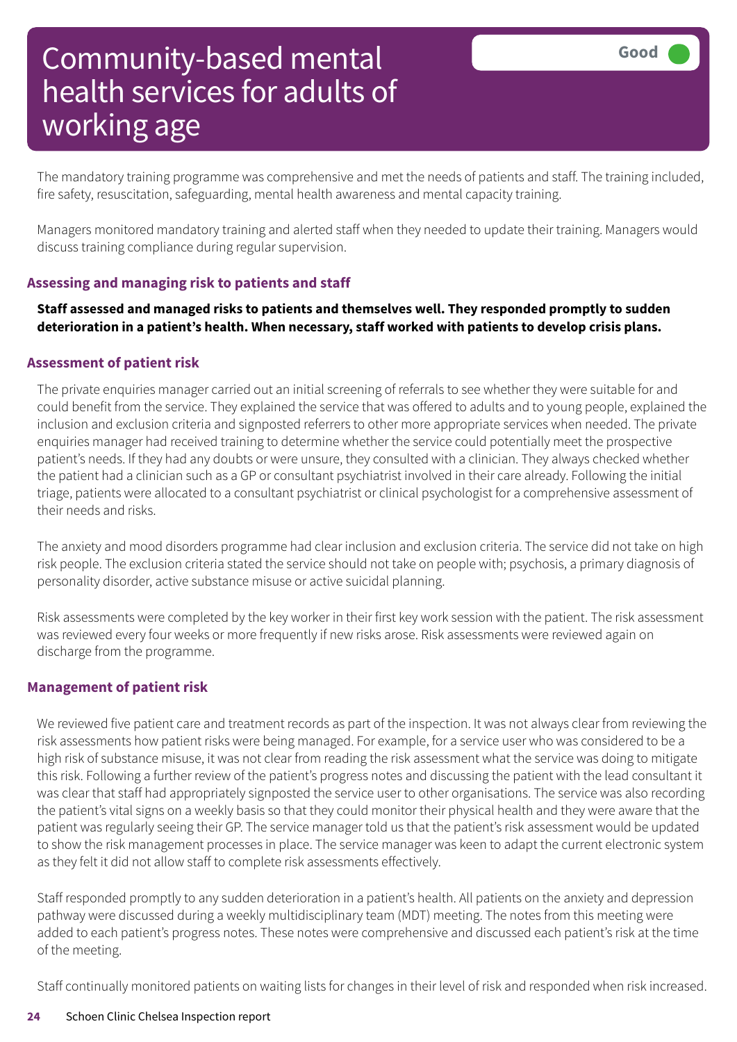# Community-based mental health services for adults of working age

Good

The mandatory training programme was comprehensive and met the needs of patients and staff. The training included, fire safety, resuscitation, safeguarding, mental health awareness and mental capacity training.

Managers monitored mandatory training and alerted staff when they needed to update their training. Managers would discuss training compliance during regular supervision.

## Assessing and managing risk to patients and staff

**Staff assessed and managed risks to patients and themselves well. They responded promptly to sudden deterioration in a patient's health. When necessary, staff worked with patients to develop crisis plans.**

### Assessment of patient risk

The private enquiries manager carried out an initial screening of referrals to see whether they were suitable for and could benefit from the service. They explained the service that was offered to adults and to young people, explained the inclusion and exclusion criteria and signposted referrers to other more appropriate services when needed. The private enquiries manager had received training to determine whether the service could potentially meet the prospective patient's needs. If they had any doubts or were unsure, they consulted with a clinician. They always checked whether the patient had a clinician such as a GP or consultant psychiatrist involved in their care already. Following the initial triage, patients were allocated to a consultant psychiatrist or clinical psychologist for a comprehensive assessment of their needs and risks.

The anxiety and mood disorders programme had clear inclusion and exclusion criteria. The service did not take on high risk people. The exclusion criteria stated the service should not take on people with; psychosis, a primary diagnosis of personality disorder, active substance misuse or active suicidal planning.

Risk assessments were completed by the key worker in their first key work session with the patient. The risk assessment was reviewed every four weeks or more frequently if new risks arose. Risk assessments were reviewed again on discharge from the programme.

### Management of patient risk

We reviewed five patient care and treatment records as part of the inspection. It was not always clear from reviewing the risk assessments how patient risks were being managed. For example, for a service user who was considered to be a high risk of substance misuse, it was not clear from reading the risk assessment what the service was doing to mitigate this risk. Following a further review of the patient's progress notes and discussing the patient with the lead consultant it was clear that staff had appropriately signposted the service user to other organisations. The service was also recording the patient's vital signs on a weekly basis so that they could monitor their physical health and they were aware that the patient was regularly seeing their GP. The service manager told us that the patient's risk assessment would be updated to show the risk management processes in place. The service manager was keen to adapt the current electronic system as they felt it did not allow staff to complete risk assessments effectively.

Staff responded promptly to any sudden deterioration in a patient's health. All patients on the anxiety and depression pathway were discussed during a weekly multidisciplinary team (MDT) meeting. The notes from this meeting were added to each patient's progress notes. These notes were comprehensive and discussed each patient's risk at the time of the meeting.

Staff continually monitored patients on waiting lists for changes in their level of risk and responded when risk increased.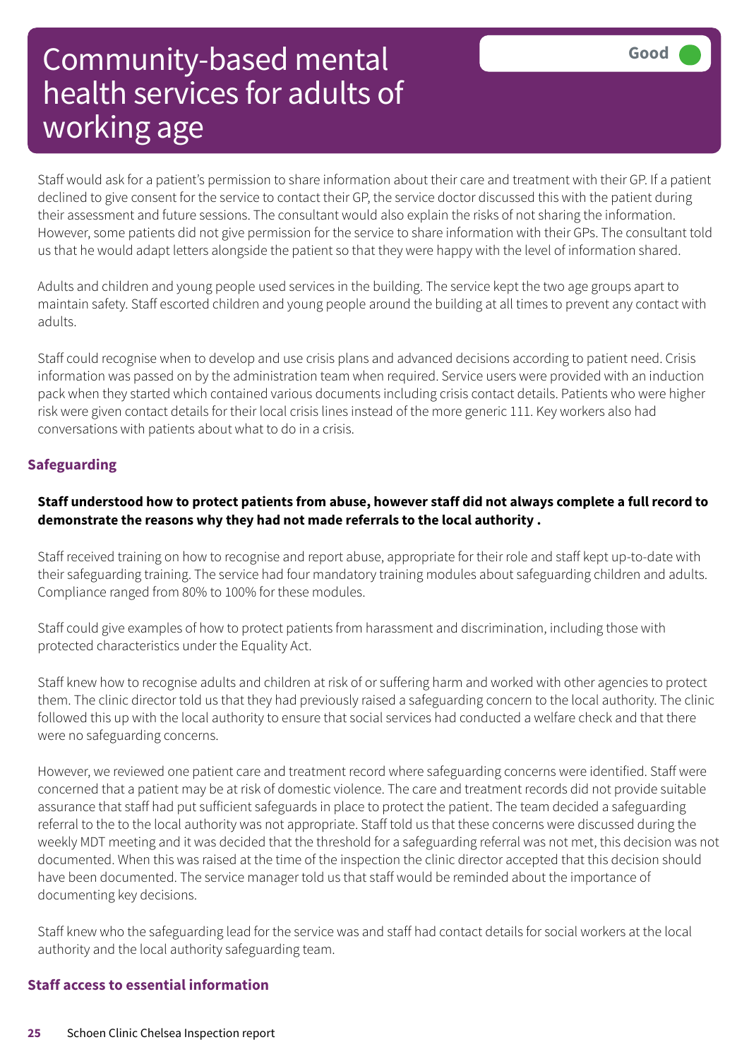# Community-based mental health services for adults of working age

Good

Staff would ask for a patient's permission to share information about their care and treatment with their GP. If a patient declined to give consent for the service to contact their GP, the service doctor discussed this with the patient during their assessment and future sessions. The consultant would also explain the risks of not sharing the information. However, some patients did not give permission for the service to share information with their GPs. The consultant told us that he would adapt letters alongside the patient so that they were happy with the level of information shared.

Adults and children and young people used services in the building. The service kept the two age groups apart to maintain safety. Staff escorted children and young people around the building at all times to prevent any contact with adults.

Staff could recognise when to develop and use crisis plans and advanced decisions according to patient need. Crisis information was passed on by the administration team when required. Service users were provided with an induction pack when they started which contained various documents including crisis contact details. Patients who were higher risk were given contact details for their local crisis lines instead of the more generic 111. Key workers also had conversations with patients about what to do in a crisis.

### Safeguarding

**Staff understood how to protect patients from abuse, however staff did not always complete a full record to demonstrate the reasons why they had not made referrals to the local authority .**

Staff received training on how to recognise and report abuse, appropriate for their role and staff kept up-to-date with their safeguarding training. The service had four mandatory training modules about safeguarding children and adults. Compliance ranged from 80% to 100% for these modules.

Staff could give examples of how to protect patients from harassment and discrimination, including those with protected characteristics under the Equality Act.

Staff knew how to recognise adults and children at risk of or suffering harm and worked with other agencies to protect them. The clinic director told us that they had previously raised a safeguarding concern to the local authority. The clinic followed this up with the local authority to ensure that social services had conducted a welfare check and that there were no safeguarding concerns.

However, we reviewed one patient care and treatment record where safeguarding concerns were identified. Staff were concerned that a patient may be at risk of domestic violence. The care and treatment records did not provide suitable assurance that staff had put sufficient safeguards in place to protect the patient. The team decided a safeguarding referral to the to the local authority was not appropriate. Staff told us that these concerns were discussed during the weekly MDT meeting and it was decided that the threshold for a safeguarding referral was not met, this decision was not documented. When this was raised at the time of the inspection the clinic director accepted that this decision should have been documented. The service manager told us that staff would be reminded about the importance of documenting key decisions.

Staff knew who the safeguarding lead for the service was and staff had contact details for social workers at the local authority and the local authority safeguarding team.

### Staff access to essential information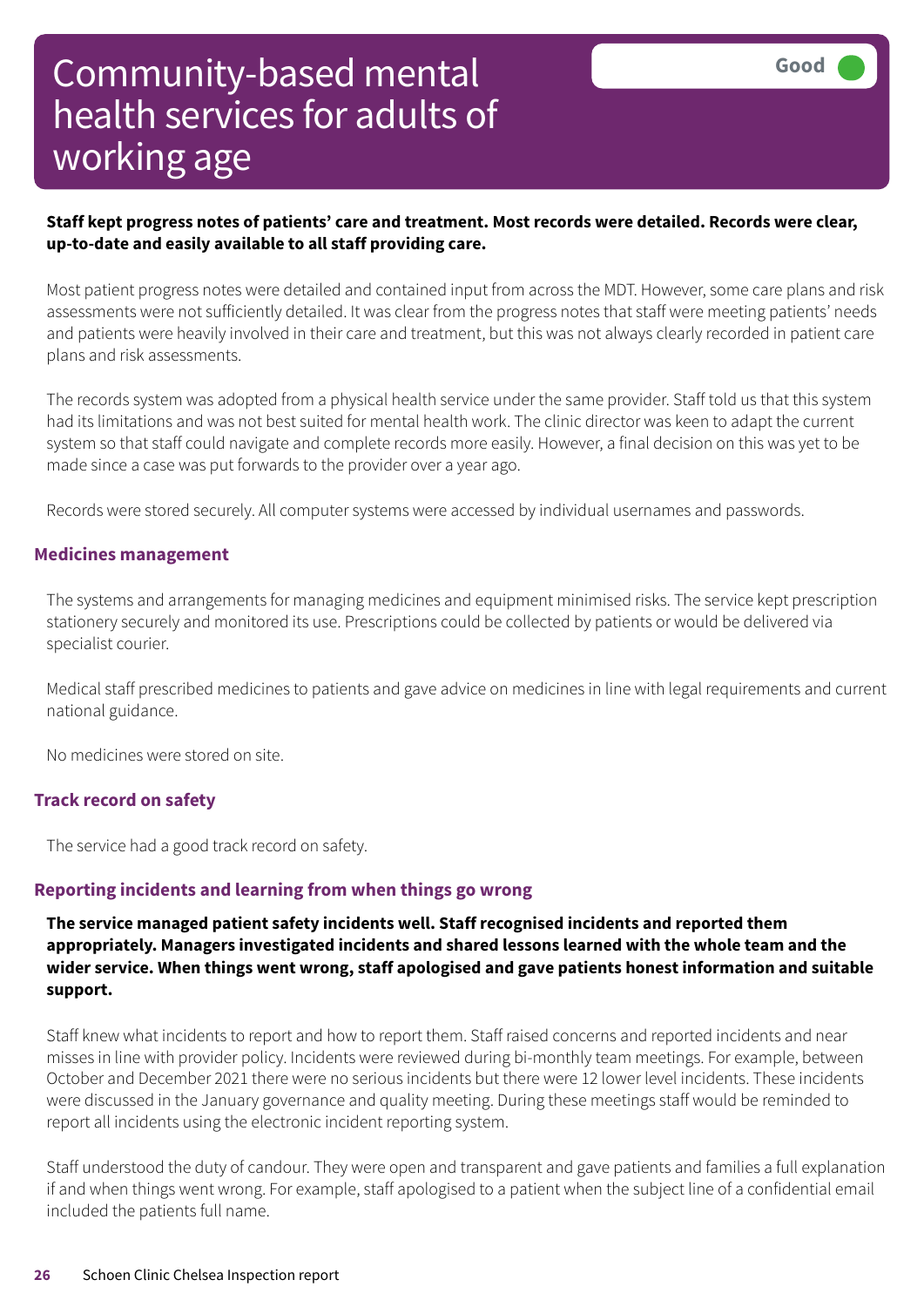# Community-based mental health services for adults of working age

Good

**Staff kept progress notes of patients' care and treatment. Most records were detailed. Records were clear, up-to-date and easily available to all staff providing care.**

Most patient progress notes were detailed and contained input from across the MDT. However, some care plans and risk assessments were not sufficiently detailed. It was clear from the progress notes that staff were meeting patients' needs and patients were heavily involved in their care and treatment, but this was not always clearly recorded in patient care plans and risk assessments.

The records system was adopted from a physical health service under the same provider. Staff told us that this system had its limitations and was not best suited for mental health work. The clinic director was keen to adapt the current system so that staff could navigate and complete records more easily. However, a final decision on this was yet to be made since a case was put forwards to the provider over a year ago.

Records were stored securely. All computer systems were accessed by individual usernames and passwords.

### Medicines management

The systems and arrangements for managing medicines and equipment minimised risks. The service kept prescription stationery securely and monitored its use. Prescriptions could be collected by patients or would be delivered via specialist courier.

Medical staff prescribed medicines to patients and gave advice on medicines in line with legal requirements and current national guidance.

No medicines were stored on site.

### Track record on safety

The service had a good track record on safety.

### Reporting incidents and learning from when things go wrong

**The service managed patient safety incidents well. Staff recognised incidents and reported them appropriately. Managers investigated incidents and shared lessons learned with the whole team and the wider service. When things went wrong, staff apologised and gave patients honest information and suitable support.**

Staff knew what incidents to report and how to report them. Staff raised concerns and reported incidents and near misses in line with provider policy. Incidents were reviewed during bi-monthly team meetings. For example, between October and December 2021 there were no serious incidents but there were 12 lower level incidents. These incidents were discussed in the January governance and quality meeting. During these meetings staff would be reminded to report all incidents using the electronic incident reporting system.

Staff understood the duty of candour. They were open and transparent and gave patients and families a full explanation if and when things went wrong. For example, staff apologised to a patient when the subject line of a confidential email included the patients full name.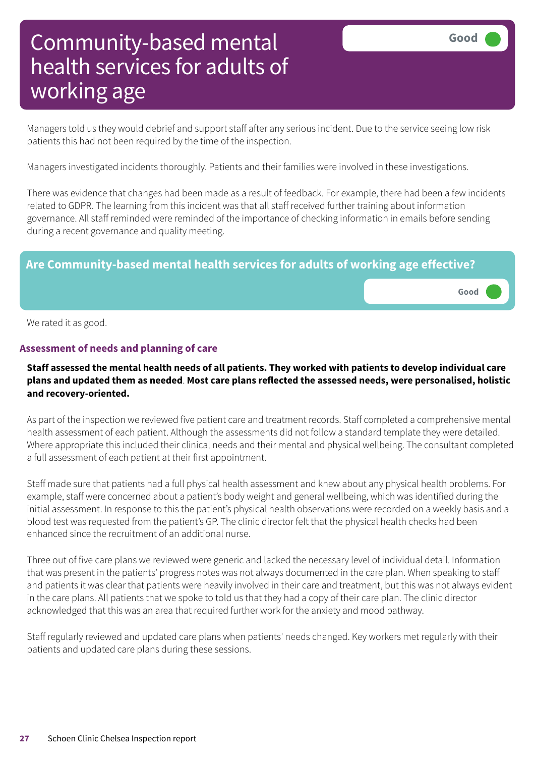# Community-based mental health services for adults of working age

Good

Managers told us they would debrief and support staff after any serious incident. Due to the service seeing low risk patients this had not been required by the time of the inspection.

Managers investigated incidents thoroughly. Patients and their families were involved in these investigations.

There was evidence that changes had been made as a result of feedback. For example, there had been a few incidents related to GDPR. The learning from this incident was that all staff received further training about information governance. All staff reminded were reminded of the importance of checking information in emails before sending during a recent governance and quality meeting.

## Are Community-based mental health services for adults of working age effective?

Good

We rated it as good.

### Assessment of needs and planning of care

**Staff assessed the mental health needs of all patients. They worked with patients to develop individual care plans and updated them as needed. Most care plans reflected the assessed needs, were personalised, holistic and recovery-oriented.**

As part of the inspection we reviewed five patient care and treatment records. Staff completed a comprehensive mental health assessment of each patient. Although the assessments did not follow a standard template they were detailed. Where appropriate this included their clinical needs and their mental and physical wellbeing. The consultant completed a full assessment of each patient at their first appointment.

Staff made sure that patients had a full physical health assessment and knew about any physical health problems. For example, staff were concerned about a patient's body weight and general wellbeing, which was identified during the initial assessment. In response to this the patient's physical health observations were recorded on a weekly basis and a blood test was requested from the patient's GP. The clinic director felt that the physical health checks had been enhanced since the recruitment of an additional nurse.

Three out of five care plans we reviewed were generic and lacked the necessary level of individual detail. Information that was present in the patients' progress notes was not always documented in the care plan. When speaking to staff and patients it was clear that patients were heavily involved in their care and treatment, but this was not always evident in the care plans. All patients that we spoke to told us that they had a copy of their care plan. The clinic director acknowledged that this was an area that required further work for the anxiety and mood pathway.

Staff regularly reviewed and updated care plans when patients' needs changed. Key workers met regularly with their patients and updated care plans during these sessions.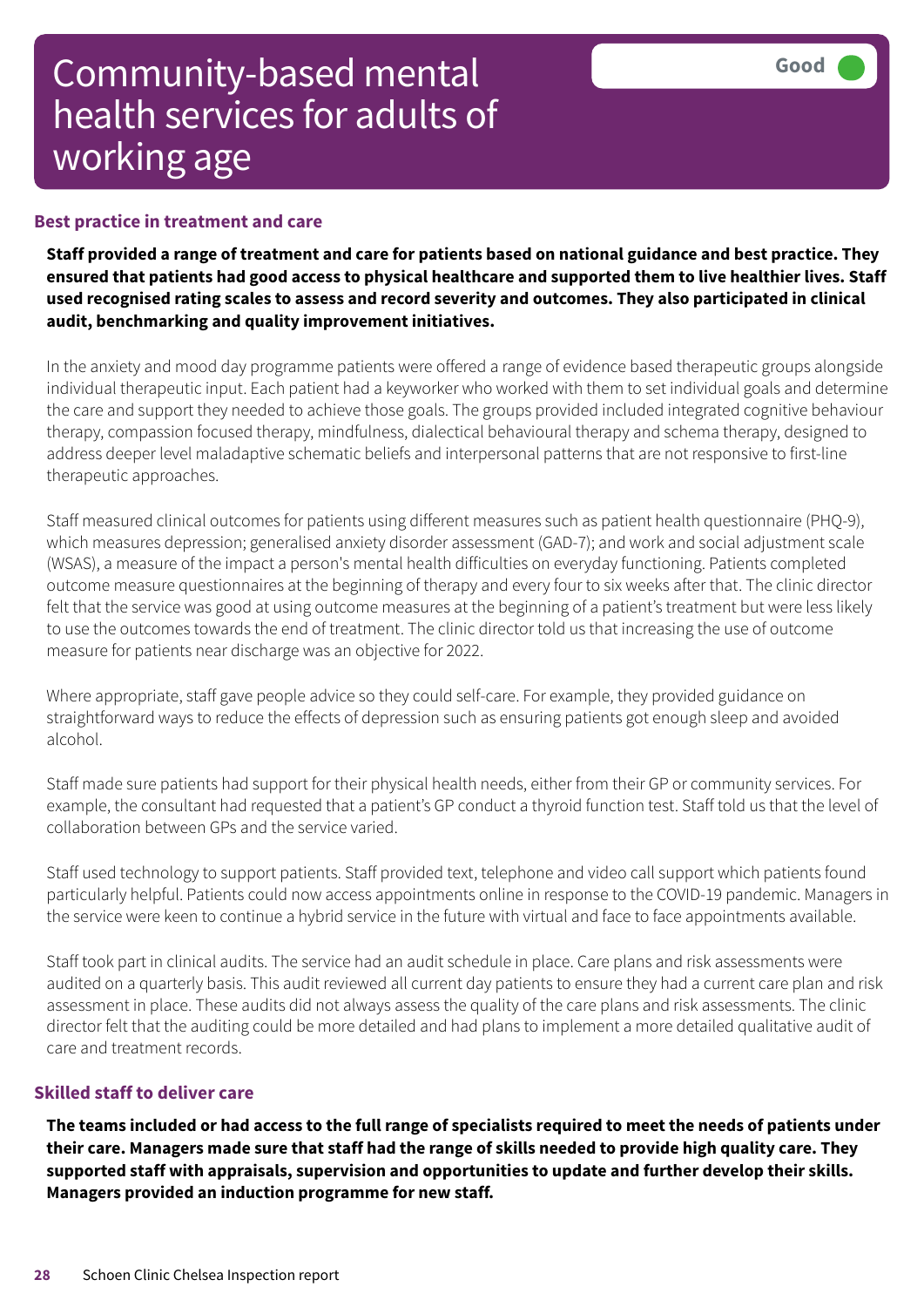# Community-based mental health services for adults of working age

Good

## Best practice in treatment and care

**Staff provided a range of treatment and care for patients based on national guidance and best practice. They ensured that patients had good access to physical healthcare and supported them to live healthier lives. Staff used recognised rating scales to assess and record severity and outcomes. They also participated in clinical audit, benchmarking and quality improvement initiatives.**

In the anxiety and mood day programme patients were offered a range of evidence based therapeutic groups alongside individual therapeutic input. Each patient had a keyworker who worked with them to set individual goals and determine the care and support they needed to achieve those goals. The groups provided included integrated cognitive behaviour therapy, compassion focused therapy, mindfulness, dialectical behavioural therapy and schema therapy, designed to address deeper level maladaptive schematic beliefs and interpersonal patterns that are not responsive to first-line therapeutic approaches.

Staff measured clinical outcomes for patients using different measures such as patient health questionnaire (PHQ-9), which measures depression; generalised anxiety disorder assessment (GAD-7); and work and social adjustment scale (WSAS), a measure of the impact a person's mental health difficulties on everyday functioning. Patients completed outcome measure questionnaires at the beginning of therapy and every four to six weeks after that. The clinic director felt that the service was good at using outcome measures at the beginning of a patient's treatment but were less likely to use the outcomes towards the end of treatment. The clinic director told us that increasing the use of outcome measure for patients near discharge was an objective for 2022.

Where appropriate, staff gave people advice so they could self-care. For example, they provided guidance on straightforward ways to reduce the effects of depression such as ensuring patients got enough sleep and avoided alcohol.

Staff made sure patients had support for their physical health needs, either from their GP or community services. For example, the consultant had requested that a patient's GP conduct a thyroid function test. Staff told us that the level of collaboration between GPs and the service varied.

Staff used technology to support patients. Staff provided text, telephone and video call support which patients found particularly helpful. Patients could now access appointments online in response to the COVID-19 pandemic. Managers in the service were keen to continue a hybrid service in the future with virtual and face to face appointments available.

Staff took part in clinical audits. The service had an audit schedule in place. Care plans and risk assessments were audited on a quarterly basis. This audit reviewed all current day patients to ensure they had a current care plan and risk assessment in place. These audits did not always assess the quality of the care plans and risk assessments. The clinic director felt that the auditing could be more detailed and had plans to implement a more detailed qualitative audit of care and treatment records.

## Skilled staff to deliver care

**The teams included or had access to the full range of specialists required to meet the needs of patients under their care. Managers made sure that staff had the range of skills needed to provide high quality care. They supported staff with appraisals, supervision and opportunities to update and further develop their skills. Managers provided an induction programme for new staff.**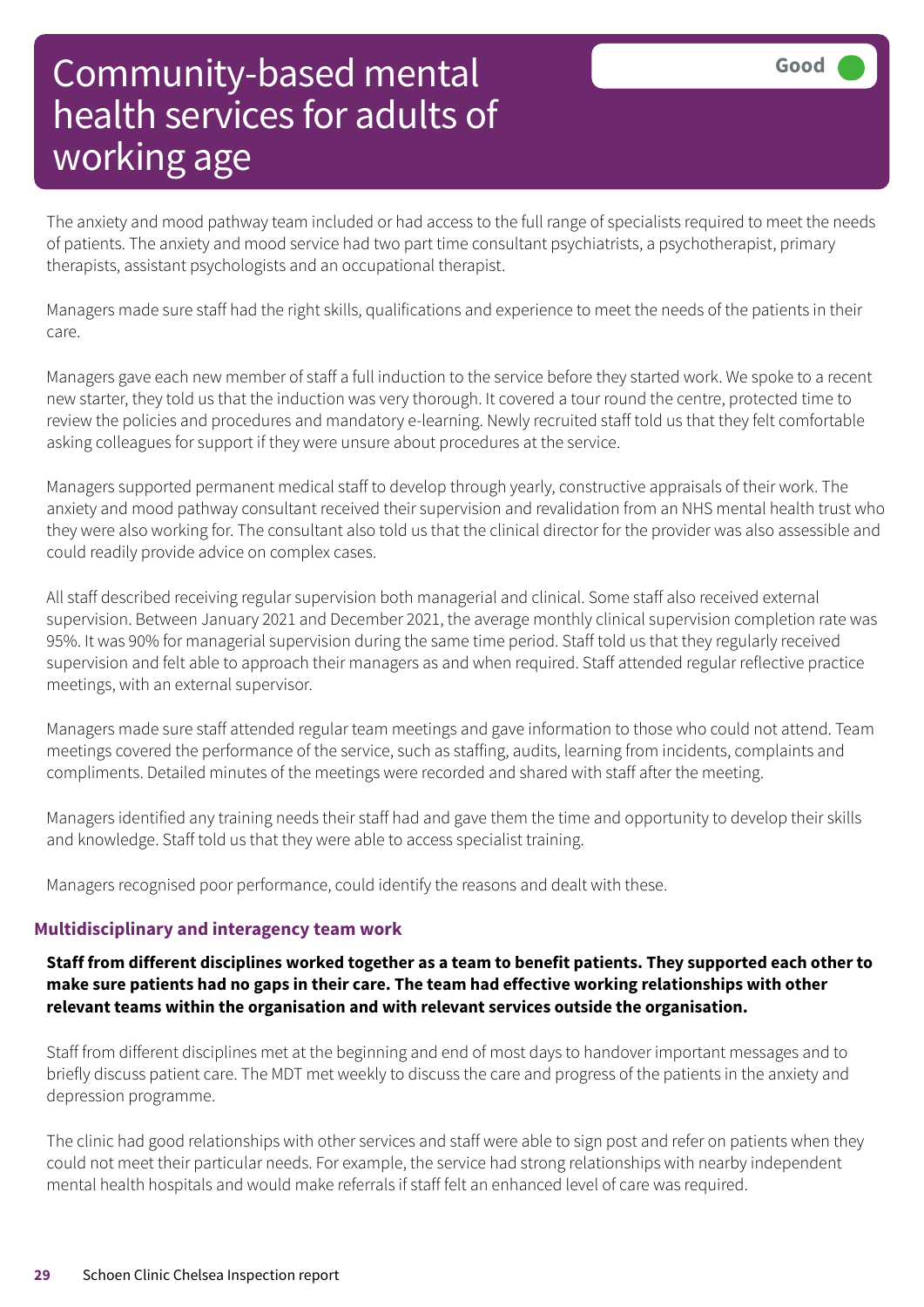# Community-based mental health services for adults of working age

Good

The anxiety and mood pathway team included or had access to the full range of specialists required to meet the needs of patients. The anxiety and mood service had two part time consultant psychiatrists, a psychotherapist, primary therapists, assistant psychologists and an occupational therapist.

Managers made sure staff had the right skills, qualifications and experience to meet the needs of the patients in their care.

Managers gave each new member of staff a full induction to the service before they started work. We spoke to a recent new starter, they told us that the induction was very thorough. It covered a tour round the centre, protected time to review the policies and procedures and mandatory e-learning. Newly recruited staff told us that they felt comfortable asking colleagues for support if they were unsure about procedures at the service.

Managers supported permanent medical staff to develop through yearly, constructive appraisals of their work. The anxiety and mood pathway consultant received their supervision and revalidation from an NHS mental health trust who they were also working for. The consultant also told us that the clinical director for the provider was also assessible and could readily provide advice on complex cases.

All staff described receiving regular supervision both managerial and clinical. Some staff also received external supervision. Between January 2021 and December 2021, the average monthly clinical supervision completion rate was 95%. It was 90% for managerial supervision during the same time period. Staff told us that they regularly received supervision and felt able to approach their managers as and when required. Staff attended regular reflective practice meetings, with an external supervisor.

Managers made sure staff attended regular team meetings and gave information to those who could not attend. Team meetings covered the performance of the service, such as staffing, audits, learning from incidents, complaints and compliments. Detailed minutes of the meetings were recorded and shared with staff after the meeting.

Managers identified any training needs their staff had and gave them the time and opportunity to develop their skills and knowledge. Staff told us that they were able to access specialist training.

Managers recognised poor performance, could identify the reasons and dealt with these.

### Multidisciplinary and interagency team work

**Staff from different disciplines worked together as a team to benefit patients. They supported each other to make sure patients had no gaps in their care. The team had effective working relationships with other relevant teams within the organisation and with relevant services outside the organisation.**

Staff from different disciplines met at the beginning and end of most days to handover important messages and to briefly discuss patient care. The MDT met weekly to discuss the care and progress of the patients in the anxiety and depression programme.

The clinic had good relationships with other services and staff were able to sign post and refer on patients when they could not meet their particular needs. For example, the service had strong relationships with nearby independent mental health hospitals and would make referrals if staff felt an enhanced level of care was required.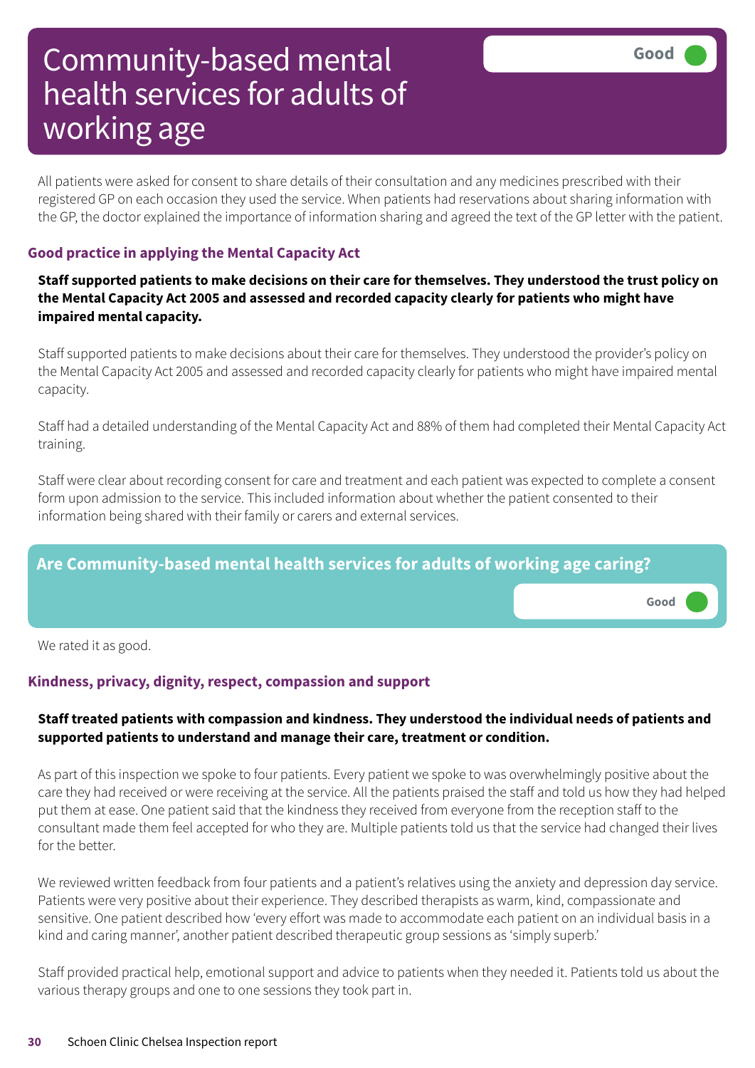# Community-based mental health services for adults of working age

Good

All patients were asked for consent to share details of their consultation and any medicines prescribed with their registered GP on each occasion they used the service. When patients had reservations about sharing information with the GP, the doctor explained the importance of information sharing and agreed the text of the GP letter with the patient.

### Good practice in applying the Mental Capacity Act

**Staff supported patients to make decisions on their care for themselves. They understood the trust policy on the Mental Capacity Act 2005 and assessed and recorded capacity clearly for patients who might have impaired mental capacity.**

Staff supported patients to make decisions about their care for themselves. They understood the provider's policy on the Mental Capacity Act 2005 and assessed and recorded capacity clearly for patients who might have impaired mental capacity.

Staff had a detailed understanding of the Mental Capacity Act and 88% of them had completed their Mental Capacity Act training.

Staff were clear about recording consent for care and treatment and each patient was expected to complete a consent form upon admission to the service. This included information about whether the patient consented to their information being shared with their family or carers and external services.

## Are Community-based mental health services for adults of working age caring?

Good

We rated it as good.

### Kindness, privacy, dignity, respect, compassion and support

**Staff treated patients with compassion and kindness. They understood the individual needs of patients and supported patients to understand and manage their care, treatment or condition.**

As part of this inspection we spoke to four patients. Every patient we spoke to was overwhelmingly positive about the care they had received or were receiving at the service. All the patients praised the staff and told us how they had helped put them at ease. One patient said that the kindness they received from everyone from the reception staff to the consultant made them feel accepted for who they are. Multiple patients told us that the service had changed their lives for the better.

We reviewed written feedback from four patients and a patient's relatives using the anxiety and depression day service. Patients were very positive about their experience. They described therapists as warm, kind, compassionate and sensitive. One patient described how 'every effort was made to accommodate each patient on an individual basis in a kind and caring manner', another patient described therapeutic group sessions as 'simply superb.'

Staff provided practical help, emotional support and advice to patients when they needed it. Patients told us about the various therapy groups and one to one sessions they took part in.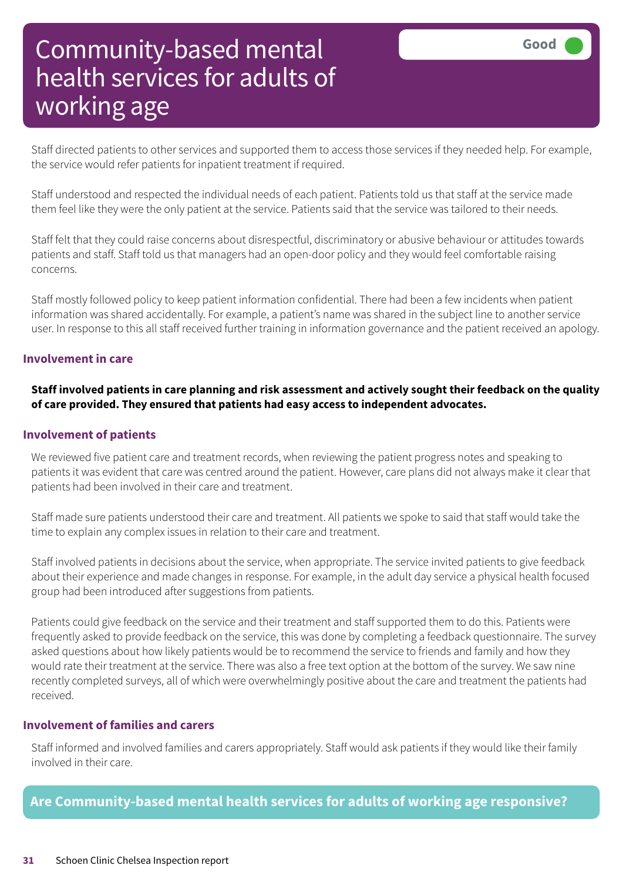# Community-based mental health services for adults of working age

**Good**

Staff directed patients to other services and supported them to access those services if they needed help. For example, the service would refer patients for inpatient treatment if required.

Staff understood and respected the individual needs of each patient. Patients told us that staff at the service made them feel like they were the only patient at the service. Patients said that the service was tailored to their needs.

Staff felt that they could raise concerns about disrespectful, discriminatory or abusive behaviour or attitudes towards patients and staff. Staff told us that managers had an open-door policy and they would feel comfortable raising concerns.

Staff mostly followed policy to keep patient information confidential. There had been a few incidents when patient information was shared accidentally. For example, a patient's name was shared in the subject line to another service user. In response to this all staff received further training in information governance and the patient received an apology.

### Involvement in care

**Staff involved patients in care planning and risk assessment and actively sought their feedback on the quality of care provided. They ensured that patients had easy access to independent advocates.**

### Involvement of patients

We reviewed five patient care and treatment records, when reviewing the patient progress notes and speaking to patients it was evident that care was centred around the patient. However, care plans did not always make it clear that patients had been involved in their care and treatment.

Staff made sure patients understood their care and treatment. All patients we spoke to said that staff would take the time to explain any complex issues in relation to their care and treatment.

Staff involved patients in decisions about the service, when appropriate. The service invited patients to give feedback about their experience and made changes in response. For example, in the adult day service a physical health focused group had been introduced after suggestions from patients.

Patients could give feedback on the service and their treatment and staff supported them to do this. Patients were frequently asked to provide feedback on the service, this was done by completing a feedback questionnaire. The survey asked questions about how likely patients would be to recommend the service to friends and family and how they would rate their treatment at the service. There was also a free text option at the bottom of the survey. We saw nine recently completed surveys, all of which were overwhelmingly positive about the care and treatment the patients had received.

### Involvement of families and carers

Staff informed and involved families and carers appropriately. Staff would ask patients if they would like their family involved in their care.

## Are Community-based mental health services for adults of working age responsive?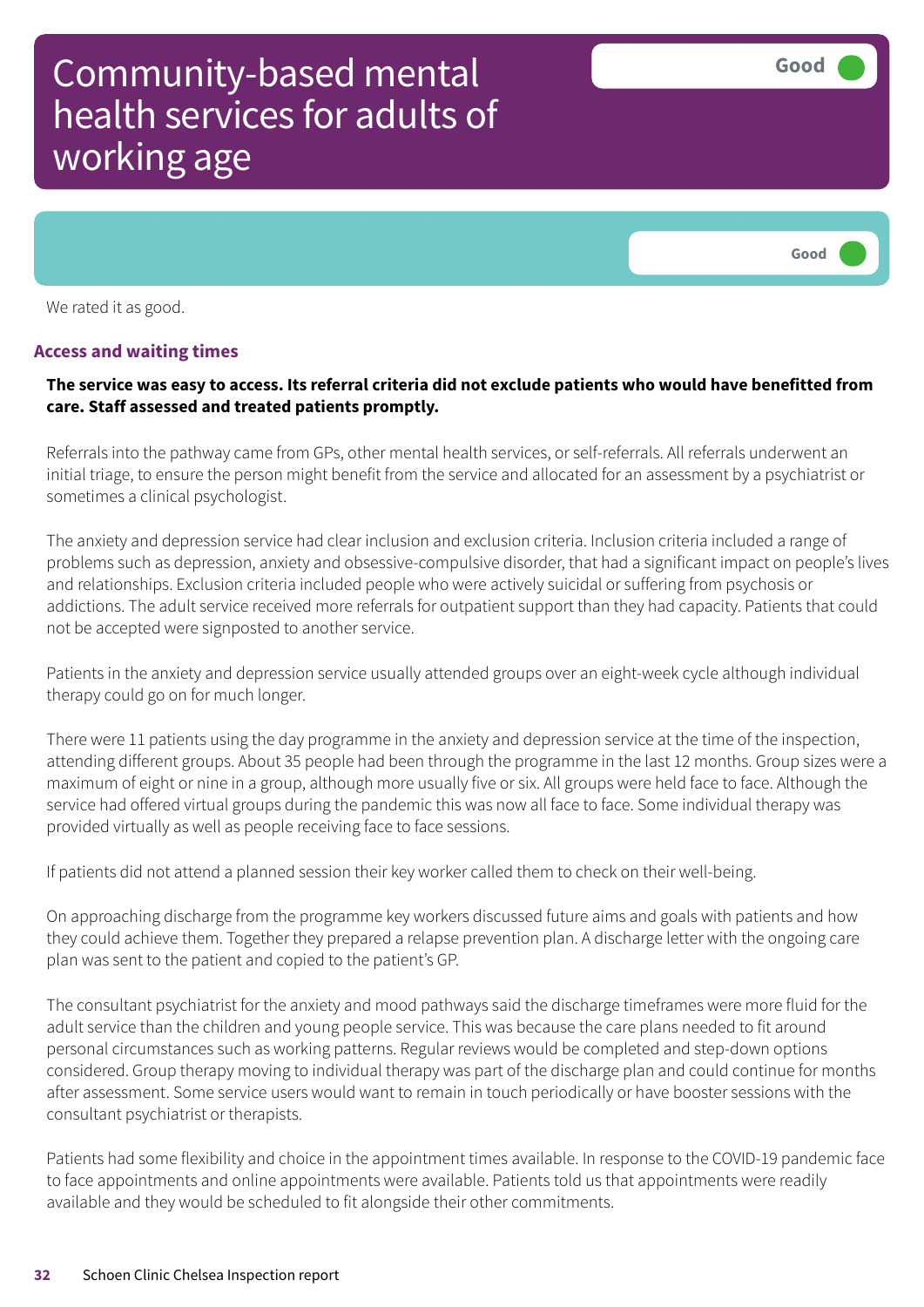# Community-based mental health services for adults of working age

Good

Good

We rated it as good.

### Access and waiting times

**The service was easy to access. Its referral criteria did not exclude patients who would have benefitted from care. Staff assessed and treated patients promptly.**

Referrals into the pathway came from GPs, other mental health services, or self-referrals. All referrals underwent an initial triage, to ensure the person might benefit from the service and allocated for an assessment by a psychiatrist or sometimes a clinical psychologist.

The anxiety and depression service had clear inclusion and exclusion criteria. Inclusion criteria included a range of problems such as depression, anxiety and obsessive-compulsive disorder, that had a significant impact on people's lives and relationships. Exclusion criteria included people who were actively suicidal or suffering from psychosis or addictions. The adult service received more referrals for outpatient support than they had capacity. Patients that could not be accepted were signposted to another service.

Patients in the anxiety and depression service usually attended groups over an eight-week cycle although individual therapy could go on for much longer.

There were 11 patients using the day programme in the anxiety and depression service at the time of the inspection, attending different groups. About 35 people had been through the programme in the last 12 months. Group sizes were a maximum of eight or nine in a group, although more usually five or six. All groups were held face to face. Although the service had offered virtual groups during the pandemic this was now all face to face. Some individual therapy was provided virtually as well as people receiving face to face sessions.

If patients did not attend a planned session their key worker called them to check on their well-being.

On approaching discharge from the programme key workers discussed future aims and goals with patients and how they could achieve them. Together they prepared a relapse prevention plan. A discharge letter with the ongoing care plan was sent to the patient and copied to the patient's GP.

The consultant psychiatrist for the anxiety and mood pathways said the discharge timeframes were more fluid for the adult service than the children and young people service. This was because the care plans needed to fit around personal circumstances such as working patterns. Regular reviews would be completed and step-down options considered. Group therapy moving to individual therapy was part of the discharge plan and could continue for months after assessment. Some service users would want to remain in touch periodically or have booster sessions with the consultant psychiatrist or therapists.

Patients had some flexibility and choice in the appointment times available. In response to the COVID-19 pandemic face to face appointments and online appointments were available. Patients told us that appointments were readily available and they would be scheduled to fit alongside their other commitments.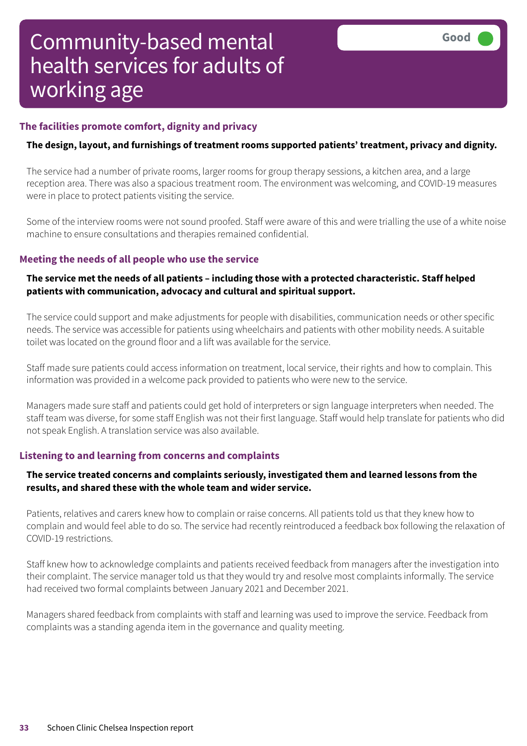# Community-based mental health services for adults of working age

**Good**

## The facilities promote comfort, dignity and privacy

**The design, layout, and furnishings of treatment rooms supported patients' treatment, privacy and dignity.**

The service had a number of private rooms, larger rooms for group therapy sessions, a kitchen area, and a large reception area. There was also a spacious treatment room. The environment was welcoming, and COVID-19 measures were in place to protect patients visiting the service.

Some of the interview rooms were not sound proofed. Staff were aware of this and were trialling the use of a white noise machine to ensure consultations and therapies remained confidential.

## Meeting the needs of all people who use the service

**The service met the needs of all patients – including those with a protected characteristic. Staff helped patients with communication, advocacy and cultural and spiritual support.**

The service could support and make adjustments for people with disabilities, communication needs or other specific needs. The service was accessible for patients using wheelchairs and patients with other mobility needs. A suitable toilet was located on the ground floor and a lift was available for the service.

Staff made sure patients could access information on treatment, local service, their rights and how to complain. This information was provided in a welcome pack provided to patients who were new to the service.

Managers made sure staff and patients could get hold of interpreters or sign language interpreters when needed. The staff team was diverse, for some staff English was not their first language. Staff would help translate for patients who did not speak English. A translation service was also available.

## Listening to and learning from concerns and complaints

**The service treated concerns and complaints seriously, investigated them and learned lessons from the results, and shared these with the whole team and wider service.**

Patients, relatives and carers knew how to complain or raise concerns. All patients told us that they knew how to complain and would feel able to do so. The service had recently reintroduced a feedback box following the relaxation of COVID-19 restrictions.

Staff knew how to acknowledge complaints and patients received feedback from managers after the investigation into their complaint. The service manager told us that they would try and resolve most complaints informally. The service had received two formal complaints between January 2021 and December 2021.

Managers shared feedback from complaints with staff and learning was used to improve the service. Feedback from complaints was a standing agenda item in the governance and quality meeting.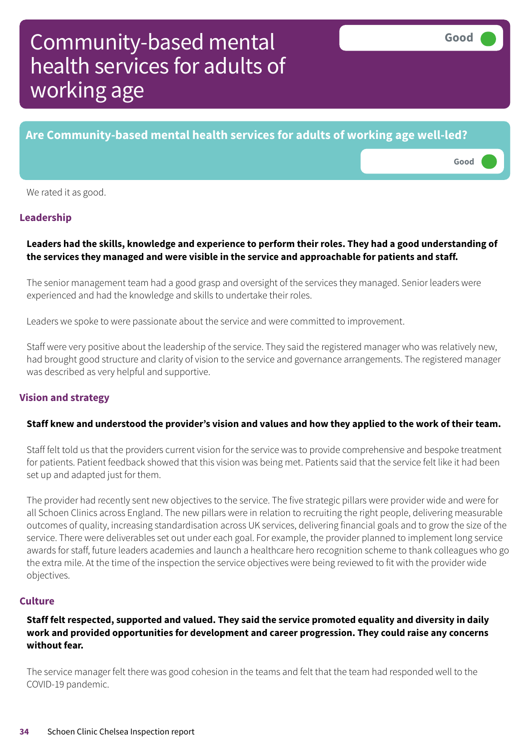# Community-based mental health services for adults of working age

Good

## Are Community-based mental health services for adults of working age well-led?

Good

We rated it as good.

### Leadership

**Leaders had the skills, knowledge and experience to perform their roles. They had a good understanding of the services they managed and were visible in the service and approachable for patients and staff.**

The senior management team had a good grasp and oversight of the services they managed. Senior leaders were experienced and had the knowledge and skills to undertake their roles.

Leaders we spoke to were passionate about the service and were committed to improvement.

Staff were very positive about the leadership of the service. They said the registered manager who was relatively new, had brought good structure and clarity of vision to the service and governance arrangements. The registered manager was described as very helpful and supportive.

### Vision and strategy

**Staff knew and understood the provider's vision and values and how they applied to the work of their team.**

Staff felt told us that the providers current vision for the service was to provide comprehensive and bespoke treatment for patients. Patient feedback showed that this vision was being met. Patients said that the service felt like it had been set up and adapted just for them.

The provider had recently sent new objectives to the service. The five strategic pillars were provider wide and were for all Schoen Clinics across England. The new pillars were in relation to recruiting the right people, delivering measurable outcomes of quality, increasing standardisation across UK services, delivering financial goals and to grow the size of the service. There were deliverables set out under each goal. For example, the provider planned to implement long service awards for staff, future leaders academies and launch a healthcare hero recognition scheme to thank colleagues who go the extra mile. At the time of the inspection the service objectives were being reviewed to fit with the provider wide objectives.

### Culture

**Staff felt respected, supported and valued. They said the service promoted equality and diversity in daily work and provided opportunities for development and career progression. They could raise any concerns without fear.**

The service manager felt there was good cohesion in the teams and felt that the team had responded well to the COVID-19 pandemic.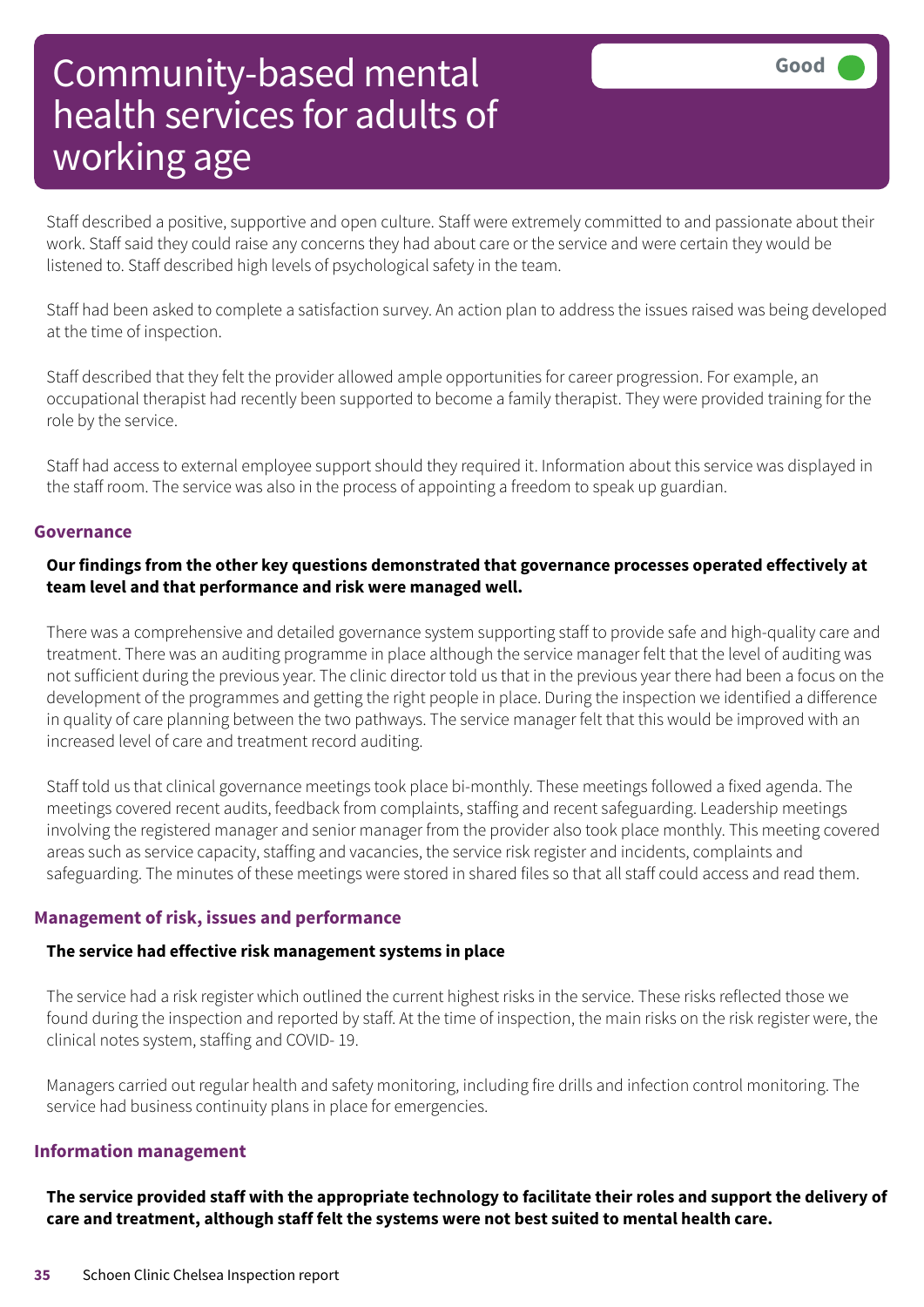# Community-based mental health services for adults of working age

Good

Staff described a positive, supportive and open culture. Staff were extremely committed to and passionate about their work. Staff said they could raise any concerns they had about care or the service and were certain they would be listened to. Staff described high levels of psychological safety in the team.

Staff had been asked to complete a satisfaction survey. An action plan to address the issues raised was being developed at the time of inspection.

Staff described that they felt the provider allowed ample opportunities for career progression. For example, an occupational therapist had recently been supported to become a family therapist. They were provided training for the role by the service.

Staff had access to external employee support should they required it. Information about this service was displayed in the staff room. The service was also in the process of appointing a freedom to speak up guardian.

### Governance

**Our findings from the other key questions demonstrated that governance processes operated effectively at team level and that performance and risk were managed well.**

There was a comprehensive and detailed governance system supporting staff to provide safe and high-quality care and treatment. There was an auditing programme in place although the service manager felt that the level of auditing was not sufficient during the previous year. The clinic director told us that in the previous year there had been a focus on the development of the programmes and getting the right people in place. During the inspection we identified a difference in quality of care planning between the two pathways. The service manager felt that this would be improved with an increased level of care and treatment record auditing.

Staff told us that clinical governance meetings took place bi-monthly. These meetings followed a fixed agenda. The meetings covered recent audits, feedback from complaints, staffing and recent safeguarding. Leadership meetings involving the registered manager and senior manager from the provider also took place monthly. This meeting covered areas such as service capacity, staffing and vacancies, the service risk register and incidents, complaints and safeguarding. The minutes of these meetings were stored in shared files so that all staff could access and read them.

### Management of risk, issues and performance

**The service had effective risk management systems in place**

The service had a risk register which outlined the current highest risks in the service. These risks reflected those we found during the inspection and reported by staff. At the time of inspection, the main risks on the risk register were, the clinical notes system, staffing and COVID- 19.

Managers carried out regular health and safety monitoring, including fire drills and infection control monitoring. The service had business continuity plans in place for emergencies.

### Information management

**The service provided staff with the appropriate technology to facilitate their roles and support the delivery of care and treatment, although staff felt the systems were not best suited to mental health care.**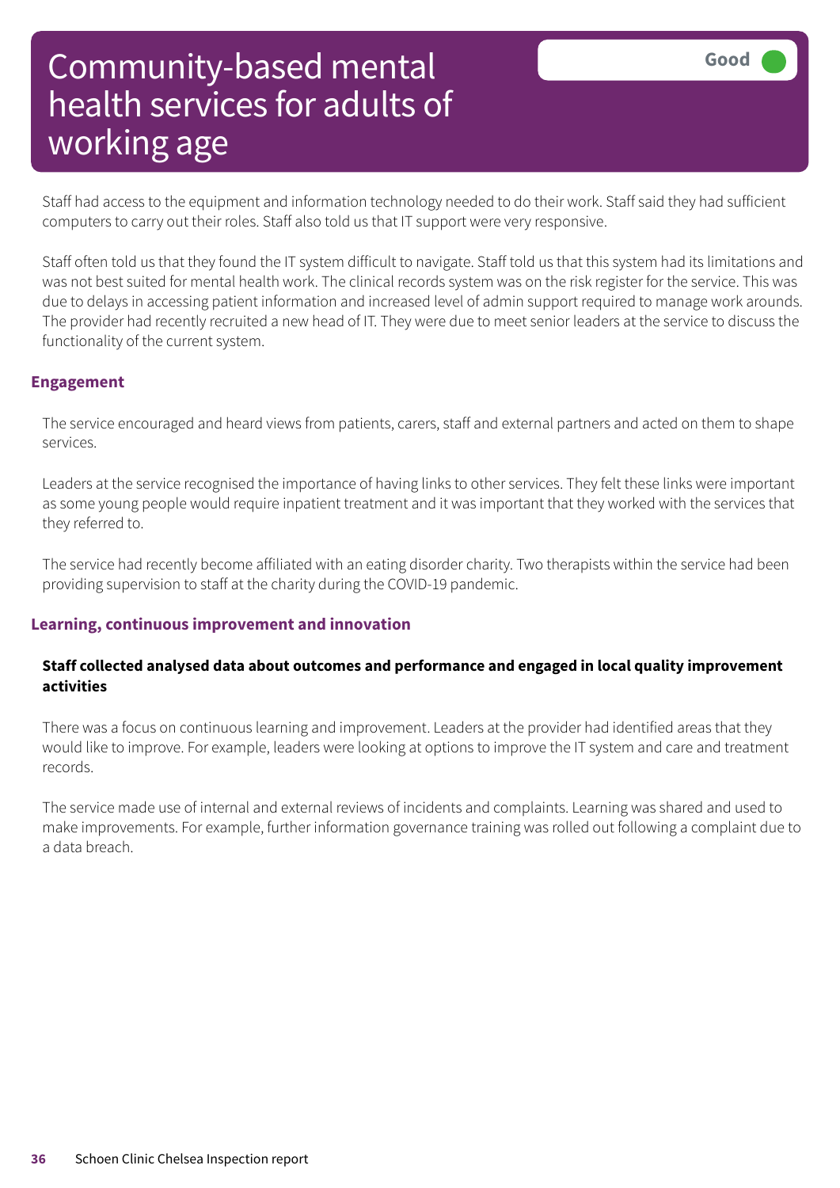# Community-based mental health services for adults of working age

Good

Staff had access to the equipment and information technology needed to do their work. Staff said they had sufficient computers to carry out their roles. Staff also told us that IT support were very responsive.

Staff often told us that they found the IT system difficult to navigate. Staff told us that this system had its limitations and was not best suited for mental health work. The clinical records system was on the risk register for the service. This was due to delays in accessing patient information and increased level of admin support required to manage work arounds. The provider had recently recruited a new head of IT. They were due to meet senior leaders at the service to discuss the functionality of the current system.

## Engagement

The service encouraged and heard views from patients, carers, staff and external partners and acted on them to shape services.

Leaders at the service recognised the importance of having links to other services. They felt these links were important as some young people would require inpatient treatment and it was important that they worked with the services that they referred to.

The service had recently become affiliated with an eating disorder charity. Two therapists within the service had been providing supervision to staff at the charity during the COVID-19 pandemic.

## Learning, continuous improvement and innovation

**Staff collected analysed data about outcomes and performance and engaged in local quality improvement activities**

There was a focus on continuous learning and improvement. Leaders at the provider had identified areas that they would like to improve. For example, leaders were looking at options to improve the IT system and care and treatment records.

The service made use of internal and external reviews of incidents and complaints. Learning was shared and used to make improvements. For example, further information governance training was rolled out following a complaint due to a data breach.